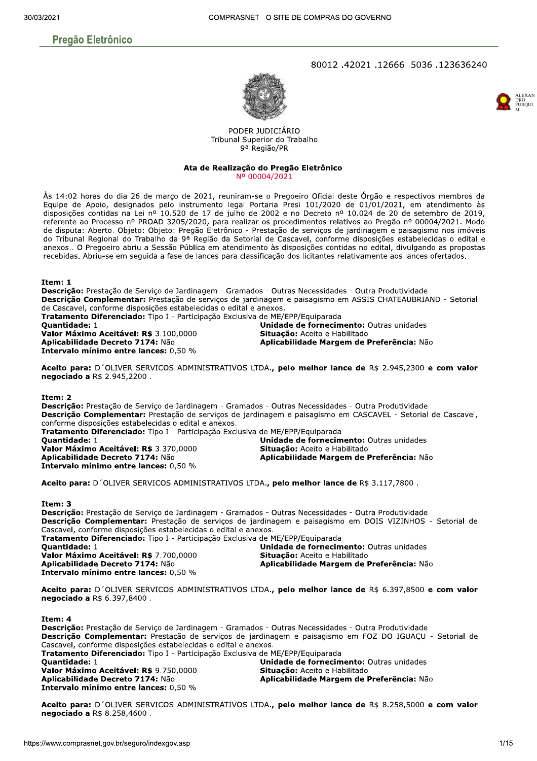## Pregão Eletrônico

80012 .42021 .12666 .5036 .123636240

PODER JUDICIÁRIO
Tribunal Superior do Trabalho
9ª Região/PR

### Ata de Realização do Pregão Eletrônico
Nº 00004/2021

Às 14:02 horas do dia 26 de março de 2021, reuniram-se o Pregoeiro Oficial deste Órgão e respectivos membros da Equipe de Apoio, designados pelo instrumento legal Portaria Presi 101/2020 de 01/01/2021, em atendimento às disposições contidas na Lei nº 10.520 de 17 de julho de 2002 e no Decreto nº 10.024 de 20 de setembro de 2019, referente ao Processo nº PROAD 3205/2020, para realizar os procedimentos relativos ao Pregão nº 00004/2021. Modo de disputa: Aberto. Objeto: Objeto: Pregão Eletrônico - Prestação de serviços de jardinagem e paisagismo nos imóveis do Tribunal Regional do Trabalho da 9ª Região da Setorial de Cascavel, conforme disposições estabelecidas o edital e anexos.. O Pregoeiro abriu a Sessão Pública em atendimento às disposições contidas no edital, divulgando as propostas recebidas. Abriu-se em seguida a fase de lances para classificação dos licitantes relativamente aos lances ofertados.

**Item: 1**
**Descrição:** Prestação de Serviço de Jardinagem - Gramados - Outras Necessidades - Outra Produtividade
**Descrição Complementar:** Prestação de serviços de jardinagem e paisagismo em ASSIS CHATEAUBRIAND - Setorial de Cascavel, conforme disposições estabelecidas o edital e anexos.
**Tratamento Diferenciado:** Tipo I - Participação Exclusiva de ME/EPP/Equiparada
**Quantidade:** 1
**Unidade de fornecimento:** Outras unidades
**Valor Máximo Aceitável: R$** 3.100,0000
**Situação:** Aceito e Habilitado
**Aplicabilidade Decreto 7174:** Não
**Aplicabilidade Margem de Preferência:** Não
**Intervalo mínimo entre lances:** 0,50 %

**Aceito para:** D´OLIVER SERVICOS ADMINISTRATIVOS LTDA.**, pelo melhor lance de** R$ 2.945,2300 **e com valor negociado a** R$ 2.945,2200 .

**Item: 2**
**Descrição:** Prestação de Serviço de Jardinagem - Gramados - Outras Necessidades - Outra Produtividade
**Descrição Complementar:** Prestação de serviços de jardinagem e paisagismo em CASCAVEL - Setorial de Cascavel, conforme disposições estabelecidas o edital e anexos.
**Tratamento Diferenciado:** Tipo I - Participação Exclusiva de ME/EPP/Equiparada
**Quantidade:** 1
**Unidade de fornecimento:** Outras unidades
**Valor Máximo Aceitável: R$** 3.370,0000
**Situação:** Aceito e Habilitado
**Aplicabilidade Decreto 7174:** Não
**Aplicabilidade Margem de Preferência:** Não
**Intervalo mínimo entre lances:** 0,50 %

**Aceito para:** D´OLIVER SERVICOS ADMINISTRATIVOS LTDA.**, pelo melhor lance de** R$ 3.117,7800 .

**Item: 3**
**Descrição:** Prestação de Serviço de Jardinagem - Gramados - Outras Necessidades - Outra Produtividade
**Descrição Complementar:** Prestação de serviços de jardinagem e paisagismo em DOIS VIZINHOS - Setorial de Cascavel, conforme disposições estabelecidas o edital e anexos.
**Tratamento Diferenciado:** Tipo I - Participação Exclusiva de ME/EPP/Equiparada
**Quantidade:** 1
**Unidade de fornecimento:** Outras unidades
**Valor Máximo Aceitável: R$** 7.700,0000
**Situação:** Aceito e Habilitado
**Aplicabilidade Decreto 7174:** Não
**Aplicabilidade Margem de Preferência:** Não
**Intervalo mínimo entre lances:** 0,50 %

**Aceito para:** D´OLIVER SERVICOS ADMINISTRATIVOS LTDA.**, pelo melhor lance de** R$ 6.397,8500 **e com valor negociado a** R$ 6.397,8400 .

**Item: 4**
**Descrição:** Prestação de Serviço de Jardinagem - Gramados - Outras Necessidades - Outra Produtividade
**Descrição Complementar:** Prestação de serviços de jardinagem e paisagismo em FOZ DO IGUAÇU - Setorial de Cascavel, conforme disposições estabelecidas o edital e anexos.
**Tratamento Diferenciado:** Tipo I - Participação Exclusiva de ME/EPP/Equiparada
**Quantidade:** 1
**Unidade de fornecimento:** Outras unidades
**Valor Máximo Aceitável: R$** 9.750,0000
**Situação:** Aceito e Habilitado
**Aplicabilidade Decreto 7174:** Não
**Aplicabilidade Margem de Preferência:** Não
**Intervalo mínimo entre lances:** 0,50 %

**Aceito para:** D´OLIVER SERVICOS ADMINISTRATIVOS LTDA.**, pelo melhor lance de** R$ 8.258,5000 **e com valor negociado a** R$ 8.258,4600 .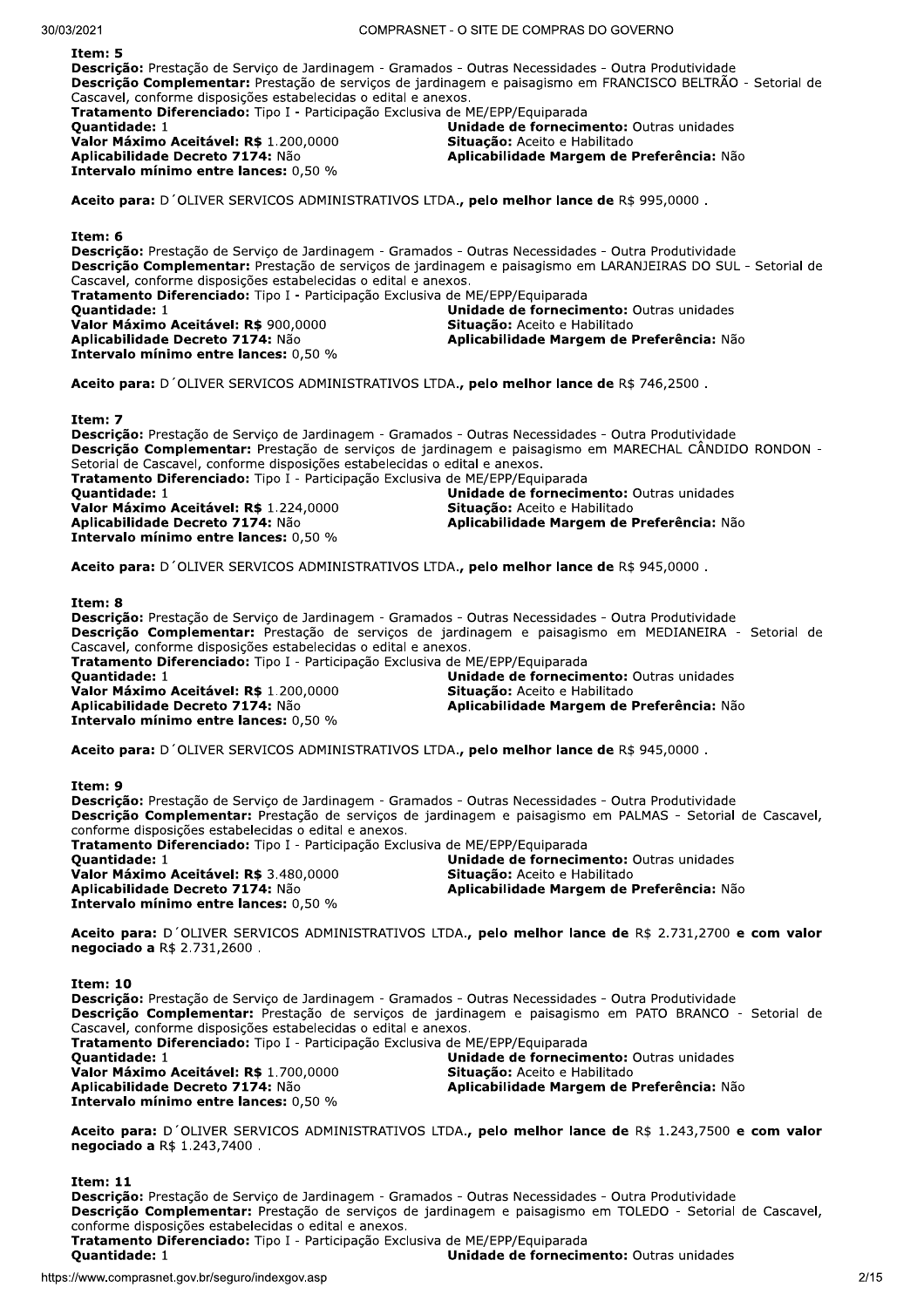**Item: 5**
**Descrição:** Prestação de Serviço de Jardinagem - Gramados - Outras Necessidades - Outra Produtividade
**Descrição Complementar:** Prestação de serviços de jardinagem e paisagismo em FRANCISCO BELTRÃO - Setorial de Cascavel, conforme disposições estabelecidas o edital e anexos.
**Tratamento Diferenciado:** Tipo I - Participação Exclusiva de ME/EPP/Equiparada
**Quantidade:** 1
**Unidade de fornecimento:** Outras unidades
**Valor Máximo Aceitável: R$** 1.200,0000
**Situação:** Aceito e Habilitado
**Aplicabilidade Decreto 7174:** Não
**Aplicabilidade Margem de Preferência:** Não
**Intervalo mínimo entre lances:** 0,50 %

**Aceito para:** D´OLIVER SERVICOS ADMINISTRATIVOS LTDA.**, pelo melhor lance de** R$ 995,0000 .

**Item: 6**
**Descrição:** Prestação de Serviço de Jardinagem - Gramados - Outras Necessidades - Outra Produtividade
**Descrição Complementar:** Prestação de serviços de jardinagem e paisagismo em LARANJEIRAS DO SUL - Setorial de Cascavel, conforme disposições estabelecidas o edital e anexos.
**Tratamento Diferenciado:** Tipo I - Participação Exclusiva de ME/EPP/Equiparada
**Quantidade:** 1
**Unidade de fornecimento:** Outras unidades
**Valor Máximo Aceitável: R$** 900,0000
**Situação:** Aceito e Habilitado
**Aplicabilidade Decreto 7174:** Não
**Aplicabilidade Margem de Preferência:** Não
**Intervalo mínimo entre lances:** 0,50 %

**Aceito para:** D´OLIVER SERVICOS ADMINISTRATIVOS LTDA.**, pelo melhor lance de** R$ 746,2500 .

**Item: 7**
**Descrição:** Prestação de Serviço de Jardinagem - Gramados - Outras Necessidades - Outra Produtividade
**Descrição Complementar:** Prestação de serviços de jardinagem e paisagismo em MARECHAL CÂNDIDO RONDON - Setorial de Cascavel, conforme disposições estabelecidas o edital e anexos.
**Tratamento Diferenciado:** Tipo I - Participação Exclusiva de ME/EPP/Equiparada
**Quantidade:** 1
**Unidade de fornecimento:** Outras unidades
**Valor Máximo Aceitável: R$** 1.224,0000
**Situação:** Aceito e Habilitado
**Aplicabilidade Decreto 7174:** Não
**Aplicabilidade Margem de Preferência:** Não
**Intervalo mínimo entre lances:** 0,50 %

**Aceito para:** D´OLIVER SERVICOS ADMINISTRATIVOS LTDA.**, pelo melhor lance de** R$ 945,0000 .

**Item: 8**
**Descrição:** Prestação de Serviço de Jardinagem - Gramados - Outras Necessidades - Outra Produtividade
**Descrição Complementar:** Prestação de serviços de jardinagem e paisagismo em MEDIANEIRA - Setorial de Cascavel, conforme disposições estabelecidas o edital e anexos.
**Tratamento Diferenciado:** Tipo I - Participação Exclusiva de ME/EPP/Equiparada
**Quantidade:** 1
**Unidade de fornecimento:** Outras unidades
**Valor Máximo Aceitável: R$** 1.200,0000
**Situação:** Aceito e Habilitado
**Aplicabilidade Decreto 7174:** Não
**Aplicabilidade Margem de Preferência:** Não
**Intervalo mínimo entre lances:** 0,50 %

**Aceito para:** D´OLIVER SERVICOS ADMINISTRATIVOS LTDA.**, pelo melhor lance de** R$ 945,0000 .

**Item: 9**
**Descrição:** Prestação de Serviço de Jardinagem - Gramados - Outras Necessidades - Outra Produtividade
**Descrição Complementar:** Prestação de serviços de jardinagem e paisagismo em PALMAS - Setorial de Cascavel, conforme disposições estabelecidas o edital e anexos.
**Tratamento Diferenciado:** Tipo I - Participação Exclusiva de ME/EPP/Equiparada
**Quantidade:** 1
**Unidade de fornecimento:** Outras unidades
**Valor Máximo Aceitável: R$** 3.480,0000
**Situação:** Aceito e Habilitado
**Aplicabilidade Decreto 7174:** Não
**Aplicabilidade Margem de Preferência:** Não
**Intervalo mínimo entre lances:** 0,50 %

**Aceito para:** D´OLIVER SERVICOS ADMINISTRATIVOS LTDA.**, pelo melhor lance de** R$ 2.731,2700 **e com valor negociado a** R$ 2.731,2600 .

**Item: 10**
**Descrição:** Prestação de Serviço de Jardinagem - Gramados - Outras Necessidades - Outra Produtividade
**Descrição Complementar:** Prestação de serviços de jardinagem e paisagismo em PATO BRANCO - Setorial de Cascavel, conforme disposições estabelecidas o edital e anexos.
**Tratamento Diferenciado:** Tipo I - Participação Exclusiva de ME/EPP/Equiparada
**Quantidade:** 1
**Unidade de fornecimento:** Outras unidades
**Valor Máximo Aceitável: R$** 1.700,0000
**Situação:** Aceito e Habilitado
**Aplicabilidade Decreto 7174:** Não
**Aplicabilidade Margem de Preferência:** Não
**Intervalo mínimo entre lances:** 0,50 %

**Aceito para:** D´OLIVER SERVICOS ADMINISTRATIVOS LTDA.**, pelo melhor lance de** R$ 1.243,7500 **e com valor negociado a** R$ 1.243,7400 .

**Item: 11**
**Descrição:** Prestação de Serviço de Jardinagem - Gramados - Outras Necessidades - Outra Produtividade
**Descrição Complementar:** Prestação de serviços de jardinagem e paisagismo em TOLEDO - Setorial de Cascavel, conforme disposições estabelecidas o edital e anexos.
**Tratamento Diferenciado:** Tipo I - Participação Exclusiva de ME/EPP/Equiparada
**Quantidade:** 1
**Unidade de fornecimento:** Outras unidades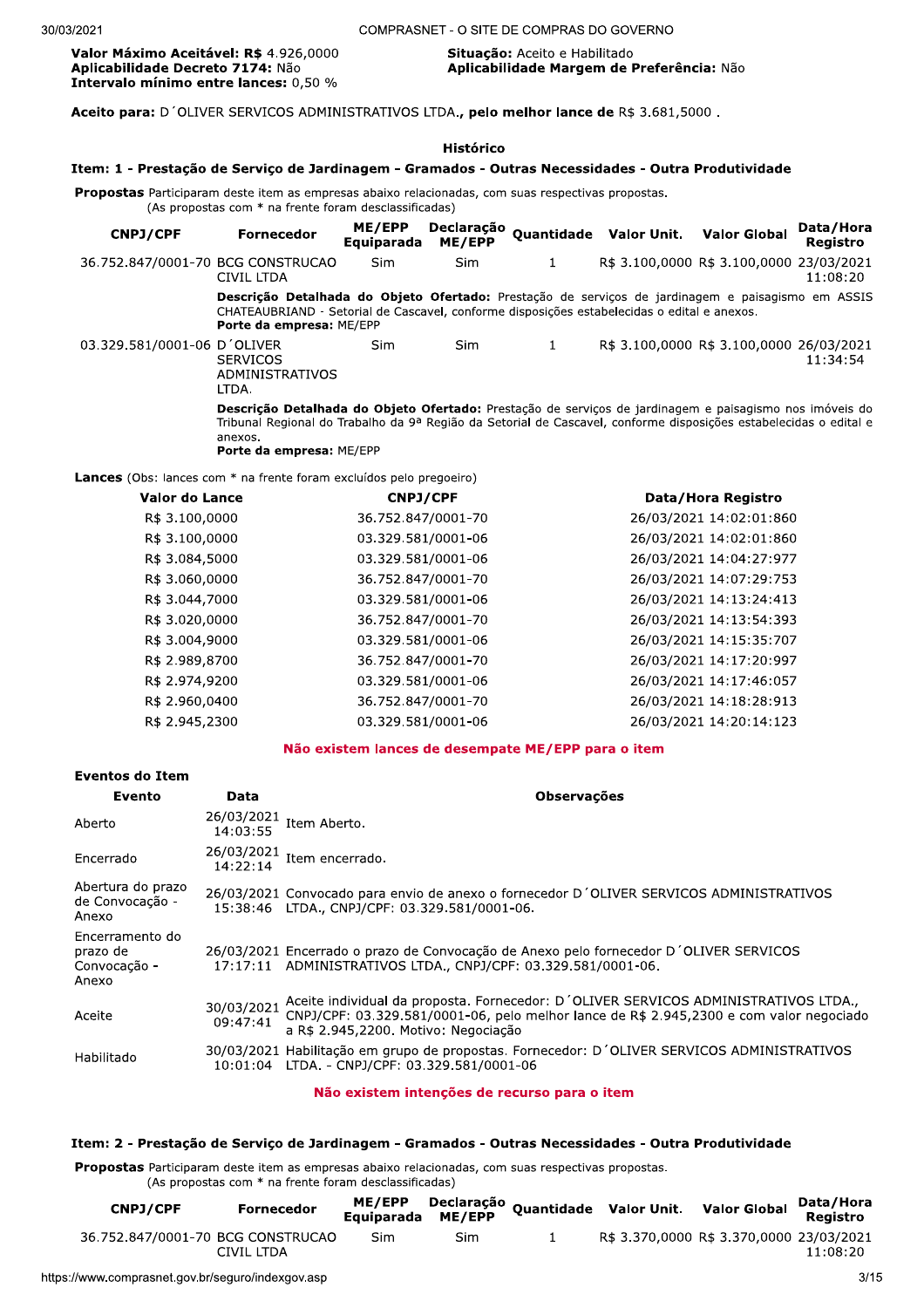**Valor Máximo Aceitável:** R$ 4.926,0000
**Aplicabilidade Decreto 7174:** Não
**Intervalo mínimo entre lances:** 0,50 %

**Situação:** Aceito e Habilitado
**Aplicabilidade Margem de Preferência:** Não

**Aceito para:** D´OLIVER SERVICOS ADMINISTRATIVOS LTDA.**, pelo melhor lance de** R$ 3.681,5000 .

**Histórico**

**Item: 1 - Prestação de Serviço de Jardinagem - Gramados - Outras Necessidades - Outra Produtividade**

**Propostas** Participaram deste item as empresas abaixo relacionadas, com suas respectivas propostas.
(As propostas com * na frente foram desclassificadas)

| CNPJ/CPF | Fornecedor | ME/EPP Equiparada | Declaração ME/EPP | Quantidade | Valor Unit. | Valor Global | Data/Hora Registro |
|---|---|---|---|---|---|---|---|
| 36.752.847/0001-70 | BCG CONSTRUCAO CIVIL LTDA | Sim | Sim | 1 | R$ 3.100,0000 | R$ 3.100,0000 | 23/03/2021 11:08:20 |
| | **Descrição Detalhada do Objeto Ofertado:** Prestação de serviços de jardinagem e paisagismo em ASSIS CHATEAUBRIAND - Setorial de Cascavel, conforme disposições estabelecidas o edital e anexos. **Porte da empresa:** ME/EPP | | | | | | |
| 03.329.581/0001-06 | D´OLIVER SERVICOS ADMINISTRATIVOS LTDA. | Sim | Sim | 1 | R$ 3.100,0000 | R$ 3.100,0000 | 26/03/2021 11:34:54 |
| | **Descrição Detalhada do Objeto Ofertado:** Prestação de serviços de jardinagem e paisagismo nos imóveis do Tribunal Regional do Trabalho da 9ª Região da Setorial de Cascavel, conforme disposições estabelecidas o edital e anexos. **Porte da empresa:** ME/EPP | | | | | | |

**Lances** (Obs: lances com * na frente foram excluídos pelo pregoeiro)

| Valor do Lance | CNPJ/CPF | Data/Hora Registro |
|---|---|---|
| R$ 3.100,0000 | 36.752.847/0001-70 | 26/03/2021 14:02:01:860 |
| R$ 3.100,0000 | 03.329.581/0001-06 | 26/03/2021 14:02:01:860 |
| R$ 3.084,5000 | 03.329.581/0001-06 | 26/03/2021 14:04:27:977 |
| R$ 3.060,0000 | 36.752.847/0001-70 | 26/03/2021 14:07:29:753 |
| R$ 3.044,7000 | 03.329.581/0001-06 | 26/03/2021 14:13:24:413 |
| R$ 3.020,0000 | 36.752.847/0001-70 | 26/03/2021 14:13:54:393 |
| R$ 3.004,9000 | 03.329.581/0001-06 | 26/03/2021 14:15:35:707 |
| R$ 2.989,8700 | 36.752.847/0001-70 | 26/03/2021 14:17:20:997 |
| R$ 2.974,9200 | 03.329.581/0001-06 | 26/03/2021 14:17:46:057 |
| R$ 2.960,0400 | 36.752.847/0001-70 | 26/03/2021 14:18:28:913 |
| R$ 2.945,2300 | 03.329.581/0001-06 | 26/03/2021 14:20:14:123 |

**Não existem lances de desempate ME/EPP para o item**

**Eventos do Item**

| Evento | Data | Observações |
|---|---|---|
| Aberto | 26/03/2021 14:03:55 | Item Aberto. |
| Encerrado | 26/03/2021 14:22:14 | Item encerrado. |
| Abertura do prazo de Convocação - Anexo | 26/03/2021 15:38:46 | Convocado para envio de anexo o fornecedor D´OLIVER SERVICOS ADMINISTRATIVOS LTDA., CNPJ/CPF: 03.329.581/0001-06. |
| Encerramento do prazo de Convocação - Anexo | 26/03/2021 17:17:11 | Encerrado o prazo de Convocação de Anexo pelo fornecedor D´OLIVER SERVICOS ADMINISTRATIVOS LTDA., CNPJ/CPF: 03.329.581/0001-06. |
| Aceite | 30/03/2021 09:47:41 | Aceite individual da proposta. Fornecedor: D´OLIVER SERVICOS ADMINISTRATIVOS LTDA., CNPJ/CPF: 03.329.581/0001-06, pelo melhor lance de R$ 2.945,2300 e com valor negociado a R$ 2.945,2200. Motivo: Negociação |
| Habilitado | 30/03/2021 10:01:04 | Habilitação em grupo de propostas. Fornecedor: D´OLIVER SERVICOS ADMINISTRATIVOS LTDA. - CNPJ/CPF: 03.329.581/0001-06 |

**Não existem intenções de recurso para o item**

**Item: 2 - Prestação de Serviço de Jardinagem - Gramados - Outras Necessidades - Outra Produtividade**

**Propostas** Participaram deste item as empresas abaixo relacionadas, com suas respectivas propostas.
(As propostas com * na frente foram desclassificadas)

| CNPJ/CPF | Fornecedor | ME/EPP Equiparada | Declaração ME/EPP | Quantidade | Valor Unit. | Valor Global | Data/Hora Registro |
|---|---|---|---|---|---|---|---|
| 36.752.847/0001-70 | BCG CONSTRUCAO CIVIL LTDA | Sim | Sim | 1 | R$ 3.370,0000 | R$ 3.370,0000 | 23/03/2021 11:08:20 |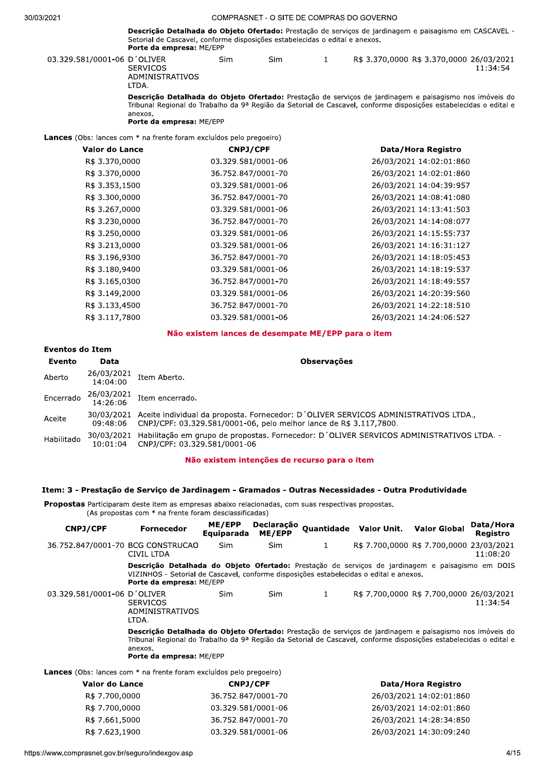**Descrição Detalhada do Objeto Ofertado:** Prestação de serviços de jardinagem e paisagismo em CASCAVEL - Setorial de Cascavel, conforme disposições estabelecidas o edital e anexos.
**Porte da empresa:** ME/EPP

| CNPJ/CPF | Fornecedor | ME/EPP Equiparada | Declaração ME/EPP | Quantidade | Valor Unit. | Valor Global | Data/Hora Registro |
|---|---|---|---|---|---|---|---|
| 03.329.581/0001-06 | D´OLIVER SERVICOS ADMINISTRATIVOS LTDA. | Sim | Sim | 1 | R$ 3.370,0000 | R$ 3.370,0000 | 26/03/2021 11:34:54 |

**Descrição Detalhada do Objeto Ofertado:** Prestação de serviços de jardinagem e paisagismo nos imóveis do Tribunal Regional do Trabalho da 9ª Região da Setorial de Cascavel, conforme disposições estabelecidas o edital e anexos.
**Porte da empresa:** ME/EPP

**Lances** (Obs: lances com * na frente foram excluídos pelo pregoeiro)

| Valor do Lance | CNPJ/CPF | Data/Hora Registro |
|---|---|---|
| R$ 3.370,0000 | 03.329.581/0001-06 | 26/03/2021 14:02:01:860 |
| R$ 3.370,0000 | 36.752.847/0001-70 | 26/03/2021 14:02:01:860 |
| R$ 3.353,1500 | 03.329.581/0001-06 | 26/03/2021 14:04:39:957 |
| R$ 3.300,0000 | 36.752.847/0001-70 | 26/03/2021 14:08:41:080 |
| R$ 3.267,0000 | 03.329.581/0001-06 | 26/03/2021 14:13:41:503 |
| R$ 3.230,0000 | 36.752.847/0001-70 | 26/03/2021 14:14:08:077 |
| R$ 3.250,0000 | 03.329.581/0001-06 | 26/03/2021 14:15:55:737 |
| R$ 3.213,0000 | 03.329.581/0001-06 | 26/03/2021 14:16:31:127 |
| R$ 3.196,9300 | 36.752.847/0001-70 | 26/03/2021 14:18:05:453 |
| R$ 3.180,9400 | 03.329.581/0001-06 | 26/03/2021 14:18:19:537 |
| R$ 3.165,0300 | 36.752.847/0001-70 | 26/03/2021 14:18:49:557 |
| R$ 3.149,2000 | 03.329.581/0001-06 | 26/03/2021 14:20:39:560 |
| R$ 3.133,4500 | 36.752.847/0001-70 | 26/03/2021 14:22:18:510 |
| R$ 3.117,7800 | 03.329.581/0001-06 | 26/03/2021 14:24:06:527 |

Não existem lances de desempate ME/EPP para o item

**Eventos do Item**

| Evento | Data | Observações |
|---|---|---|
| Aberto | 26/03/2021 14:04:00 | Item Aberto. |
| Encerrado | 26/03/2021 14:26:06 | Item encerrado. |
| Aceite | 30/03/2021 09:48:06 | Aceite individual da proposta. Fornecedor: D´OLIVER SERVICOS ADMINISTRATIVOS LTDA., CNPJ/CPF: 03.329.581/0001-06, pelo melhor lance de R$ 3.117,7800. |
| Habilitado | 30/03/2021 10:01:04 | Habilitação em grupo de propostas. Fornecedor: D´OLIVER SERVICOS ADMINISTRATIVOS LTDA. - CNPJ/CPF: 03.329.581/0001-06 |

Não existem intenções de recurso para o item

### Item: 3 - Prestação de Serviço de Jardinagem - Gramados - Outras Necessidades - Outra Produtividade

**Propostas** Participaram deste item as empresas abaixo relacionadas, com suas respectivas propostas.
(As propostas com * na frente foram desclassificadas)

| CNPJ/CPF | Fornecedor | ME/EPP Equiparada | Declaração ME/EPP | Quantidade | Valor Unit. | Valor Global | Data/Hora Registro |
|---|---|---|---|---|---|---|---|
| 36.752.847/0001-70 | BCG CONSTRUCAO CIVIL LTDA | Sim | Sim | 1 | R$ 7.700,0000 | R$ 7.700,0000 | 23/03/2021 11:08:20 |

**Descrição Detalhada do Objeto Ofertado:** Prestação de serviços de jardinagem e paisagismo em DOIS VIZINHOS - Setorial de Cascavel, conforme disposições estabelecidas o edital e anexos.
**Porte da empresa:** ME/EPP

| CNPJ/CPF | Fornecedor | ME/EPP Equiparada | Declaração ME/EPP | Quantidade | Valor Unit. | Valor Global | Data/Hora Registro |
|---|---|---|---|---|---|---|---|
| 03.329.581/0001-06 | D´OLIVER SERVICOS ADMINISTRATIVOS LTDA. | Sim | Sim | 1 | R$ 7.700,0000 | R$ 7.700,0000 | 26/03/2021 11:34:54 |

**Descrição Detalhada do Objeto Ofertado:** Prestação de serviços de jardinagem e paisagismo nos imóveis do Tribunal Regional do Trabalho da 9ª Região da Setorial de Cascavel, conforme disposições estabelecidas o edital e anexos.
**Porte da empresa:** ME/EPP

**Lances** (Obs: lances com * na frente foram excluídos pelo pregoeiro)

| Valor do Lance | CNPJ/CPF | Data/Hora Registro |
|---|---|---|
| R$ 7.700,0000 | 36.752.847/0001-70 | 26/03/2021 14:02:01:860 |
| R$ 7.700,0000 | 03.329.581/0001-06 | 26/03/2021 14:02:01:860 |
| R$ 7.661,5000 | 36.752.847/0001-70 | 26/03/2021 14:28:34:850 |
| R$ 7.623,1900 | 03.329.581/0001-06 | 26/03/2021 14:30:09:240 |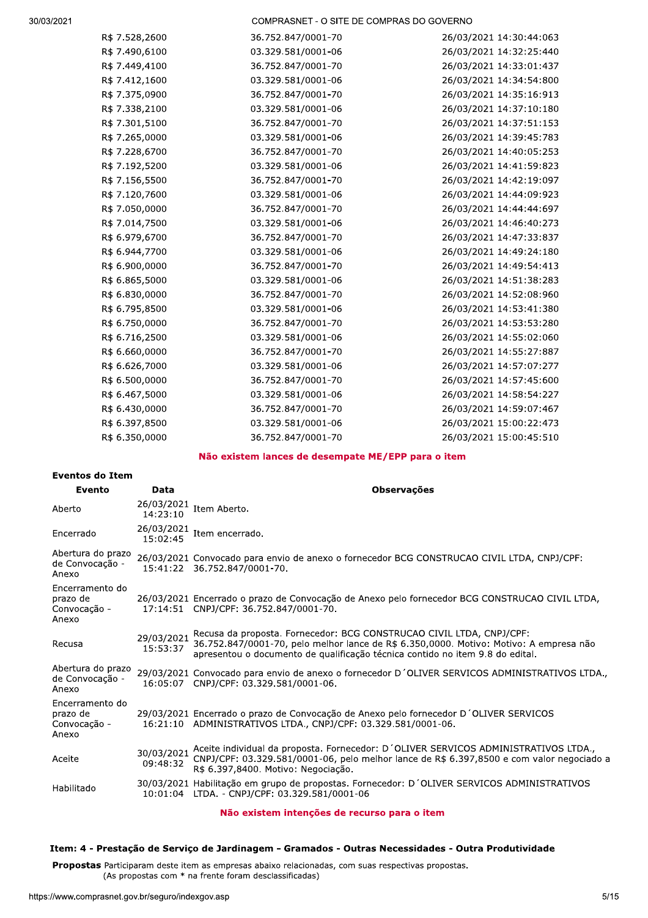| | | |
|---|---|---|
| R$ 7.528,2600 | 36.752.847/0001-70 | 26/03/2021 14:30:44:063 |
| R$ 7.490,6100 | 03.329.581/0001-06 | 26/03/2021 14:32:25:440 |
| R$ 7.449,4100 | 36.752.847/0001-70 | 26/03/2021 14:33:01:437 |
| R$ 7.412,1600 | 03.329.581/0001-06 | 26/03/2021 14:34:54:800 |
| R$ 7.375,0900 | 36.752.847/0001-70 | 26/03/2021 14:35:16:913 |
| R$ 7.338,2100 | 03.329.581/0001-06 | 26/03/2021 14:37:10:180 |
| R$ 7.301,5100 | 36.752.847/0001-70 | 26/03/2021 14:37:51:153 |
| R$ 7.265,0000 | 03.329.581/0001-06 | 26/03/2021 14:39:45:783 |
| R$ 7.228,6700 | 36.752.847/0001-70 | 26/03/2021 14:40:05:253 |
| R$ 7.192,5200 | 03.329.581/0001-06 | 26/03/2021 14:41:59:823 |
| R$ 7.156,5500 | 36.752.847/0001-70 | 26/03/2021 14:42:19:097 |
| R$ 7.120,7600 | 03.329.581/0001-06 | 26/03/2021 14:44:09:923 |
| R$ 7.050,0000 | 36.752.847/0001-70 | 26/03/2021 14:44:44:697 |
| R$ 7.014,7500 | 03.329.581/0001-06 | 26/03/2021 14:46:40:273 |
| R$ 6.979,6700 | 36.752.847/0001-70 | 26/03/2021 14:47:33:837 |
| R$ 6.944,7700 | 03.329.581/0001-06 | 26/03/2021 14:49:24:180 |
| R$ 6.900,0000 | 36.752.847/0001-70 | 26/03/2021 14:49:54:413 |
| R$ 6.865,5000 | 03.329.581/0001-06 | 26/03/2021 14:51:38:283 |
| R$ 6.830,0000 | 36.752.847/0001-70 | 26/03/2021 14:52:08:960 |
| R$ 6.795,8500 | 03.329.581/0001-06 | 26/03/2021 14:53:41:380 |
| R$ 6.750,0000 | 36.752.847/0001-70 | 26/03/2021 14:53:53:280 |
| R$ 6.716,2500 | 03.329.581/0001-06 | 26/03/2021 14:55:02:060 |
| R$ 6.660,0000 | 36.752.847/0001-70 | 26/03/2021 14:55:27:887 |
| R$ 6.626,7000 | 03.329.581/0001-06 | 26/03/2021 14:57:07:277 |
| R$ 6.500,0000 | 36.752.847/0001-70 | 26/03/2021 14:57:45:600 |
| R$ 6.467,5000 | 03.329.581/0001-06 | 26/03/2021 14:58:54:227 |
| R$ 6.430,0000 | 36.752.847/0001-70 | 26/03/2021 14:59:07:467 |
| R$ 6.397,8500 | 03.329.581/0001-06 | 26/03/2021 15:00:22:473 |
| R$ 6.350,0000 | 36.752.847/0001-70 | 26/03/2021 15:00:45:510 |

**Não existem lances de desempate ME/EPP para o item**

**Eventos do Item**

| Evento | Data | Observações |
|---|---|---|
| Aberto | 26/03/2021 14:23:10 | Item Aberto. |
| Encerrado | 26/03/2021 15:02:45 | Item encerrado. |
| Abertura do prazo de Convocação - Anexo | 26/03/2021 15:41:22 | Convocado para envio de anexo o fornecedor BCG CONSTRUCAO CIVIL LTDA, CNPJ/CPF: 36.752.847/0001-70. |
| Encerramento do prazo de Convocação - Anexo | 26/03/2021 17:14:51 | Encerrado o prazo de Convocação de Anexo pelo fornecedor BCG CONSTRUCAO CIVIL LTDA, CNPJ/CPF: 36.752.847/0001-70. |
| Recusa | 29/03/2021 15:53:37 | Recusa da proposta. Fornecedor: BCG CONSTRUCAO CIVIL LTDA, CNPJ/CPF: 36.752.847/0001-70, pelo melhor lance de R$ 6.350,0000. Motivo: Motivo: A empresa não apresentou o documento de qualificação técnica contido no item 9.8 do edital. |
| Abertura do prazo de Convocação - Anexo | 29/03/2021 16:05:07 | Convocado para envio de anexo o fornecedor D´OLIVER SERVICOS ADMINISTRATIVOS LTDA., CNPJ/CPF: 03.329.581/0001-06. |
| Encerramento do prazo de Convocação - Anexo | 29/03/2021 16:21:10 | Encerrado o prazo de Convocação de Anexo pelo fornecedor D´OLIVER SERVICOS ADMINISTRATIVOS LTDA., CNPJ/CPF: 03.329.581/0001-06. |
| Aceite | 30/03/2021 09:48:32 | Aceite individual da proposta. Fornecedor: D´OLIVER SERVICOS ADMINISTRATIVOS LTDA., CNPJ/CPF: 03.329.581/0001-06, pelo melhor lance de R$ 6.397,8500 e com valor negociado a R$ 6.397,8400. Motivo: Negociação. |
| Habilitado | 30/03/2021 10:01:04 | Habilitação em grupo de propostas. Fornecedor: D´OLIVER SERVICOS ADMINISTRATIVOS LTDA. - CNPJ/CPF: 03.329.581/0001-06 |

**Não existem intenções de recurso para o item**

### Item: 4 - Prestação de Serviço de Jardinagem - Gramados - Outras Necessidades - Outra Produtividade

**Propostas** Participaram deste item as empresas abaixo relacionadas, com suas respectivas propostas.
(As propostas com * na frente foram desclassificadas)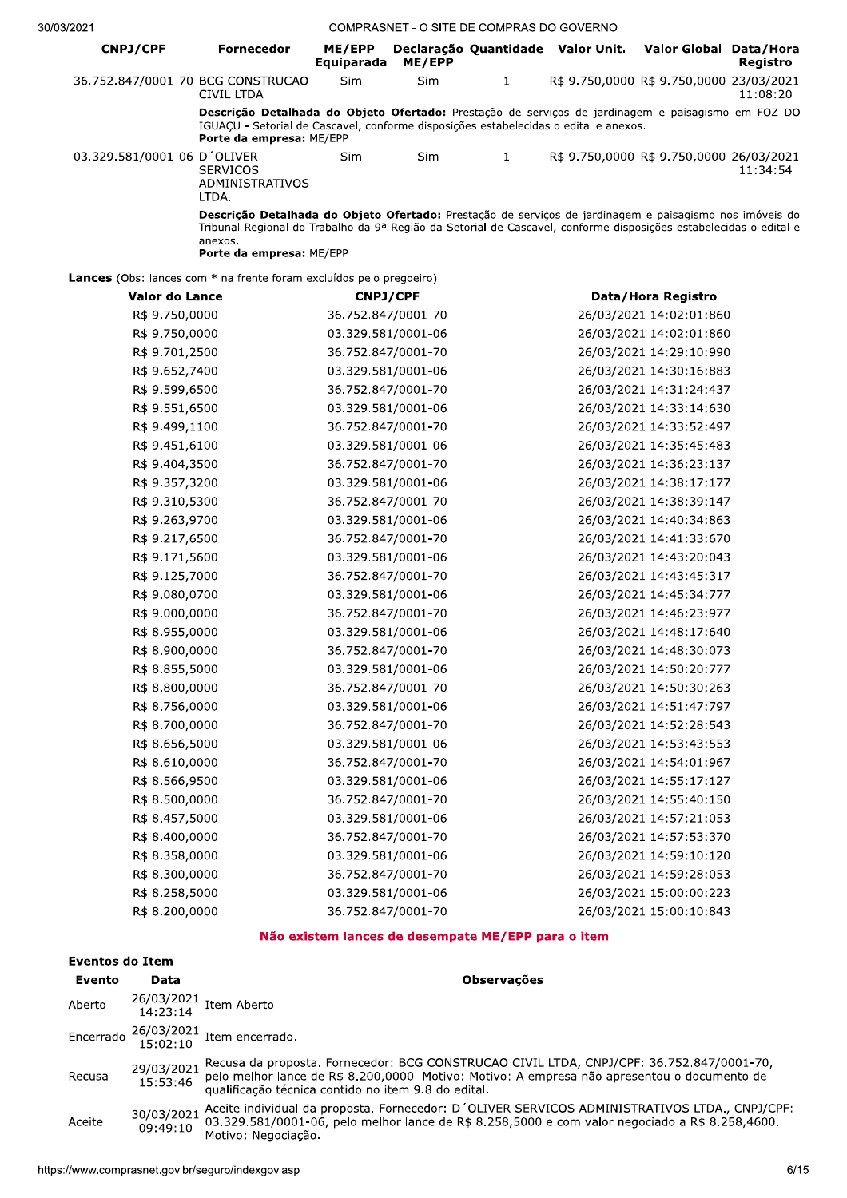| CNPJ/CPF | Fornecedor | ME/EPP Equiparada | Declaração ME/EPP | Quantidade | Valor Unit. | Valor Global | Data/Hora Registro |
|---|---|---|---|---|---|---|---|
| 36.752.847/0001-70 | BCG CONSTRUCAO CIVIL LTDA | Sim | Sim | 1 | R$ 9.750,0000 | R$ 9.750,0000 | 23/03/2021 11:08:20 |
| | **Descrição Detalhada do Objeto Ofertado:** Prestação de serviços de jardinagem e paisagismo em FOZ DO IGUAÇU - Setorial de Cascavel, conforme disposições estabelecidas o edital e anexos. **Porte da empresa:** ME/EPP | | | | | | |
| 03.329.581/0001-06 | D´OLIVER SERVICOS ADMINISTRATIVOS LTDA. | Sim | Sim | 1 | R$ 9.750,0000 | R$ 9.750,0000 | 26/03/2021 11:34:54 |
| | **Descrição Detalhada do Objeto Ofertado:** Prestação de serviços de jardinagem e paisagismo nos imóveis do Tribunal Regional do Trabalho da 9ª Região da Setorial de Cascavel, conforme disposições estabelecidas o edital e anexos. **Porte da empresa:** ME/EPP | | | | | | |

**Lances** (Obs: lances com * na frente foram excluídos pelo pregoeiro)

| Valor do Lance | CNPJ/CPF | Data/Hora Registro |
|---|---|---|
| R$ 9.750,0000 | 36.752.847/0001-70 | 26/03/2021 14:02:01:860 |
| R$ 9.750,0000 | 03.329.581/0001-06 | 26/03/2021 14:02:01:860 |
| R$ 9.701,2500 | 36.752.847/0001-70 | 26/03/2021 14:29:10:990 |
| R$ 9.652,7400 | 03.329.581/0001-06 | 26/03/2021 14:30:16:883 |
| R$ 9.599,6500 | 36.752.847/0001-70 | 26/03/2021 14:31:24:437 |
| R$ 9.551,6500 | 03.329.581/0001-06 | 26/03/2021 14:33:14:630 |
| R$ 9.499,1100 | 36.752.847/0001-70 | 26/03/2021 14:33:52:497 |
| R$ 9.451,6100 | 03.329.581/0001-06 | 26/03/2021 14:35:45:483 |
| R$ 9.404,3500 | 36.752.847/0001-70 | 26/03/2021 14:36:23:137 |
| R$ 9.357,3200 | 03.329.581/0001-06 | 26/03/2021 14:38:17:177 |
| R$ 9.310,5300 | 36.752.847/0001-70 | 26/03/2021 14:38:39:147 |
| R$ 9.263,9700 | 03.329.581/0001-06 | 26/03/2021 14:40:34:863 |
| R$ 9.217,6500 | 36.752.847/0001-70 | 26/03/2021 14:41:33:670 |
| R$ 9.171,5600 | 03.329.581/0001-06 | 26/03/2021 14:43:20:043 |
| R$ 9.125,7000 | 36.752.847/0001-70 | 26/03/2021 14:43:45:317 |
| R$ 9.080,0700 | 03.329.581/0001-06 | 26/03/2021 14:45:34:777 |
| R$ 9.000,0000 | 36.752.847/0001-70 | 26/03/2021 14:46:23:977 |
| R$ 8.955,0000 | 03.329.581/0001-06 | 26/03/2021 14:48:17:640 |
| R$ 8.900,0000 | 36.752.847/0001-70 | 26/03/2021 14:48:30:073 |
| R$ 8.855,5000 | 03.329.581/0001-06 | 26/03/2021 14:50:20:777 |
| R$ 8.800,0000 | 36.752.847/0001-70 | 26/03/2021 14:50:30:263 |
| R$ 8.756,0000 | 03.329.581/0001-06 | 26/03/2021 14:51:47:797 |
| R$ 8.700,0000 | 36.752.847/0001-70 | 26/03/2021 14:52:28:543 |
| R$ 8.656,5000 | 03.329.581/0001-06 | 26/03/2021 14:53:43:553 |
| R$ 8.610,0000 | 36.752.847/0001-70 | 26/03/2021 14:54:01:967 |
| R$ 8.566,9500 | 03.329.581/0001-06 | 26/03/2021 14:55:17:127 |
| R$ 8.500,0000 | 36.752.847/0001-70 | 26/03/2021 14:55:40:150 |
| R$ 8.457,5000 | 03.329.581/0001-06 | 26/03/2021 14:57:21:053 |
| R$ 8.400,0000 | 36.752.847/0001-70 | 26/03/2021 14:57:53:370 |
| R$ 8.358,0000 | 03.329.581/0001-06 | 26/03/2021 14:59:10:120 |
| R$ 8.300,0000 | 36.752.847/0001-70 | 26/03/2021 14:59:28:053 |
| R$ 8.258,5000 | 03.329.581/0001-06 | 26/03/2021 15:00:00:223 |
| R$ 8.200,0000 | 36.752.847/0001-70 | 26/03/2021 15:00:10:843 |

**Não existem lances de desempate ME/EPP para o item**

**Eventos do Item**

| Evento | Data | Observações |
|---|---|---|
| Aberto | 26/03/2021 14:23:14 | Item Aberto. |
| Encerrado | 26/03/2021 15:02:10 | Item encerrado. |
| Recusa | 29/03/2021 15:53:46 | Recusa da proposta. Fornecedor: BCG CONSTRUCAO CIVIL LTDA, CNPJ/CPF: 36.752.847/0001-70, pelo melhor lance de R$ 8.200,0000. Motivo: Motivo: A empresa não apresentou o documento de qualificação técnica contido no item 9.8 do edital. |
| Aceite | 30/03/2021 09:49:10 | Aceite individual da proposta. Fornecedor: D´OLIVER SERVICOS ADMINISTRATIVOS LTDA., CNPJ/CPF: 03.329.581/0001-06, pelo melhor lance de R$ 8.258,5000 e com valor negociado a R$ 8.258,4600. Motivo: Negociação. |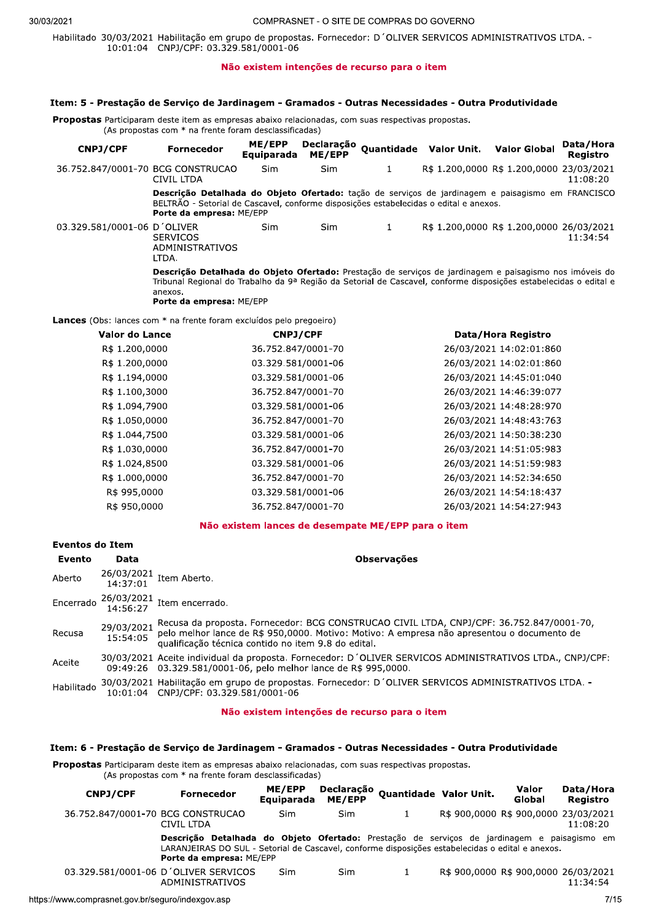| Habilitado | 30/03/2021 10:01:04 | Habilitação em grupo de propostas. Fornecedor: D´OLIVER SERVICOS ADMINISTRATIVOS LTDA. - CNPJ/CPF: 03.329.581/0001-06 |
|---|---|---|

**Não existem intenções de recurso para o item**

### Item: 5 - Prestação de Serviço de Jardinagem - Gramados - Outras Necessidades - Outra Produtividade

**Propostas** Participaram deste item as empresas abaixo relacionadas, com suas respectivas propostas.
(As propostas com * na frente foram desclassificadas)

| CNPJ/CPF | Fornecedor | ME/EPP Equiparada | Declaração ME/EPP | Quantidade | Valor Unit. | Valor Global | Data/Hora Registro |
|---|---|---|---|---|---|---|---|
| 36.752.847/0001-70 | BCG CONSTRUCAO CIVIL LTDA | Sim | Sim | 1 | R$ 1.200,0000 | R$ 1.200,0000 | 23/03/2021 11:08:20 |
| | **Descrição Detalhada do Objeto Ofertado:** tação de serviços de jardinagem e paisagismo em FRANCISCO BELTRÃO - Setorial de Cascavel, conforme disposições estabelecidas o edital e anexos. **Porte da empresa:** ME/EPP | | | | | | |
| 03.329.581/0001-06 | D´OLIVER SERVICOS ADMINISTRATIVOS LTDA. | Sim | Sim | 1 | R$ 1.200,0000 | R$ 1.200,0000 | 26/03/2021 11:34:54 |
| | **Descrição Detalhada do Objeto Ofertado:** Prestação de serviços de jardinagem e paisagismo nos imóveis do Tribunal Regional do Trabalho da 9ª Região da Setorial de Cascavel, conforme disposições estabelecidas o edital e anexos. **Porte da empresa:** ME/EPP | | | | | | |

**Lances** (Obs: lances com * na frente foram excluídos pelo pregoeiro)

| Valor do Lance | CNPJ/CPF | Data/Hora Registro |
|---|---|---|
| R$ 1.200,0000 | 36.752.847/0001-70 | 26/03/2021 14:02:01:860 |
| R$ 1.200,0000 | 03.329.581/0001-06 | 26/03/2021 14:02:01:860 |
| R$ 1.194,0000 | 03.329.581/0001-06 | 26/03/2021 14:45:01:040 |
| R$ 1.100,3000 | 36.752.847/0001-70 | 26/03/2021 14:46:39:077 |
| R$ 1.094,7900 | 03.329.581/0001-06 | 26/03/2021 14:48:28:970 |
| R$ 1.050,0000 | 36.752.847/0001-70 | 26/03/2021 14:48:43:763 |
| R$ 1.044,7500 | 03.329.581/0001-06 | 26/03/2021 14:50:38:230 |
| R$ 1.030,0000 | 36.752.847/0001-70 | 26/03/2021 14:51:05:983 |
| R$ 1.024,8500 | 03.329.581/0001-06 | 26/03/2021 14:51:59:983 |
| R$ 1.000,0000 | 36.752.847/0001-70 | 26/03/2021 14:52:34:650 |
| R$ 995,0000 | 03.329.581/0001-06 | 26/03/2021 14:54:18:437 |
| R$ 950,0000 | 36.752.847/0001-70 | 26/03/2021 14:54:27:943 |

**Não existem lances de desempate ME/EPP para o item**

**Eventos do Item**

| Evento | Data | Observações |
|---|---|---|
| Aberto | 26/03/2021 14:37:01 | Item Aberto. |
| Encerrado | 26/03/2021 14:56:27 | Item encerrado. |
| Recusa | 29/03/2021 15:54:05 | Recusa da proposta. Fornecedor: BCG CONSTRUCAO CIVIL LTDA, CNPJ/CPF: 36.752.847/0001-70, pelo melhor lance de R$ 950,0000. Motivo: Motivo: A empresa não apresentou o documento de qualificação técnica contido no item 9.8 do edital. |
| Aceite | 30/03/2021 09:49:26 | Aceite individual da proposta. Fornecedor: D´OLIVER SERVICOS ADMINISTRATIVOS LTDA., CNPJ/CPF: 03.329.581/0001-06, pelo melhor lance de R$ 995,0000. |
| Habilitado | 30/03/2021 10:01:04 | Habilitação em grupo de propostas. Fornecedor: D´OLIVER SERVICOS ADMINISTRATIVOS LTDA. - CNPJ/CPF: 03.329.581/0001-06 |

**Não existem intenções de recurso para o item**

### Item: 6 - Prestação de Serviço de Jardinagem - Gramados - Outras Necessidades - Outra Produtividade

**Propostas** Participaram deste item as empresas abaixo relacionadas, com suas respectivas propostas.
(As propostas com * na frente foram desclassificadas)

| CNPJ/CPF | Fornecedor | ME/EPP Equiparada | Declaração ME/EPP | Quantidade | Valor Unit. | Valor Global | Data/Hora Registro |
|---|---|---|---|---|---|---|---|
| 36.752.847/0001-70 | BCG CONSTRUCAO CIVIL LTDA | Sim | Sim | 1 | R$ 900,0000 | R$ 900,0000 | 23/03/2021 11:08:20 |
| | **Descrição Detalhada do Objeto Ofertado:** Prestação de serviços de jardinagem e paisagismo em LARANJEIRAS DO SUL - Setorial de Cascavel, conforme disposições estabelecidas o edital e anexos. **Porte da empresa:** ME/EPP | | | | | | |
| 03.329.581/0001-06 | D´OLIVER SERVICOS ADMINISTRATIVOS | Sim | Sim | 1 | R$ 900,0000 | R$ 900,0000 | 26/03/2021 11:34:54 |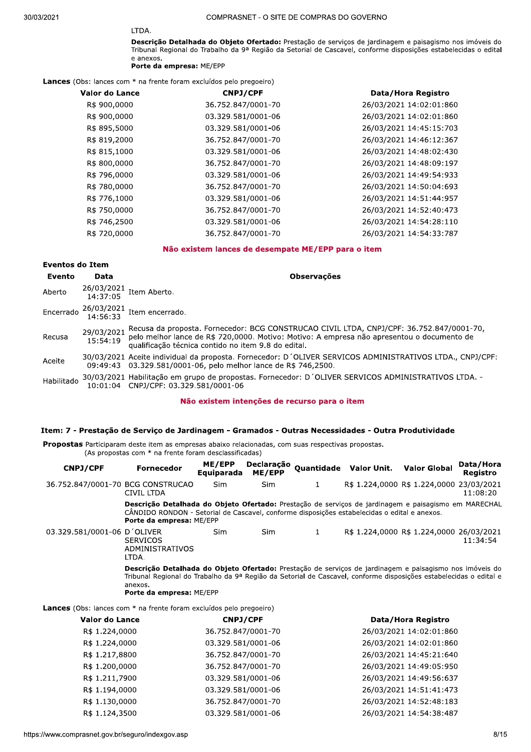LTDA.

**Descrição Detalhada do Objeto Ofertado:** Prestação de serviços de jardinagem e paisagismo nos imóveis do Tribunal Regional do Trabalho da 9ª Região da Setorial de Cascavel, conforme disposições estabelecidas o edital e anexos.
**Porte da empresa:** ME/EPP

**Lances** (Obs: lances com * na frente foram excluídos pelo pregoeiro)

| Valor do Lance | CNPJ/CPF | Data/Hora Registro |
|---|---|---|
| R$ 900,0000 | 36.752.847/0001-70 | 26/03/2021 14:02:01:860 |
| R$ 900,0000 | 03.329.581/0001-06 | 26/03/2021 14:02:01:860 |
| R$ 895,5000 | 03.329.581/0001-06 | 26/03/2021 14:45:15:703 |
| R$ 819,2000 | 36.752.847/0001-70 | 26/03/2021 14:46:12:367 |
| R$ 815,1000 | 03.329.581/0001-06 | 26/03/2021 14:48:02:430 |
| R$ 800,0000 | 36.752.847/0001-70 | 26/03/2021 14:48:09:197 |
| R$ 796,0000 | 03.329.581/0001-06 | 26/03/2021 14:49:54:933 |
| R$ 780,0000 | 36.752.847/0001-70 | 26/03/2021 14:50:04:693 |
| R$ 776,1000 | 03.329.581/0001-06 | 26/03/2021 14:51:44:957 |
| R$ 750,0000 | 36.752.847/0001-70 | 26/03/2021 14:52:40:473 |
| R$ 746,2500 | 03.329.581/0001-06 | 26/03/2021 14:54:28:110 |
| R$ 720,0000 | 36.752.847/0001-70 | 26/03/2021 14:54:33:787 |

**Não existem lances de desempate ME/EPP para o item**

**Eventos do Item**

| Evento | Data | Observações |
|---|---|---|
| Aberto | 26/03/2021 14:37:05 | Item Aberto. |
| Encerrado | 26/03/2021 14:56:33 | Item encerrado. |
| Recusa | 29/03/2021 15:54:19 | Recusa da proposta. Fornecedor: BCG CONSTRUCAO CIVIL LTDA, CNPJ/CPF: 36.752.847/0001-70, pelo melhor lance de R$ 720,0000. Motivo: Motivo: A empresa não apresentou o documento de qualificação técnica contido no item 9.8 do edital. |
| Aceite | 30/03/2021 09:49:43 | Aceite individual da proposta. Fornecedor: D´OLIVER SERVICOS ADMINISTRATIVOS LTDA., CNPJ/CPF: 03.329.581/0001-06, pelo melhor lance de R$ 746,2500. |
| Habilitado | 30/03/2021 10:01:04 | Habilitação em grupo de propostas. Fornecedor: D´OLIVER SERVICOS ADMINISTRATIVOS LTDA. - CNPJ/CPF: 03.329.581/0001-06 |

**Não existem intenções de recurso para o item**

### Item: 7 - Prestação de Serviço de Jardinagem - Gramados - Outras Necessidades - Outra Produtividade

**Propostas** Participaram deste item as empresas abaixo relacionadas, com suas respectivas propostas.
(As propostas com * na frente foram desclassificadas)

| CNPJ/CPF | Fornecedor | ME/EPP Equiparada | Declaração ME/EPP | Quantidade | Valor Unit. | Valor Global | Data/Hora Registro |
|---|---|---|---|---|---|---|---|
| 36.752.847/0001-70 | BCG CONSTRUCAO CIVIL LTDA | Sim | Sim | 1 | R$ 1.224,0000 | R$ 1.224,0000 | 23/03/2021 11:08:20 |

**Descrição Detalhada do Objeto Ofertado:** Prestação de serviços de jardinagem e paisagismo em MARECHAL CÂNDIDO RONDON - Setorial de Cascavel, conforme disposições estabelecidas o edital e anexos.
**Porte da empresa:** ME/EPP

| CNPJ/CPF | Fornecedor | ME/EPP Equiparada | Declaração ME/EPP | Quantidade | Valor Unit. | Valor Global | Data/Hora Registro |
|---|---|---|---|---|---|---|---|
| 03.329.581/0001-06 | D´OLIVER SERVICOS ADMINISTRATIVOS LTDA. | Sim | Sim | 1 | R$ 1.224,0000 | R$ 1.224,0000 | 26/03/2021 11:34:54 |

**Descrição Detalhada do Objeto Ofertado:** Prestação de serviços de jardinagem e paisagismo nos imóveis do Tribunal Regional do Trabalho da 9ª Região da Setorial de Cascavel, conforme disposições estabelecidas o edital e anexos.
**Porte da empresa:** ME/EPP

**Lances** (Obs: lances com * na frente foram excluídos pelo pregoeiro)

| Valor do Lance | CNPJ/CPF | Data/Hora Registro |
|---|---|---|
| R$ 1.224,0000 | 36.752.847/0001-70 | 26/03/2021 14:02:01:860 |
| R$ 1.224,0000 | 03.329.581/0001-06 | 26/03/2021 14:02:01:860 |
| R$ 1.217,8800 | 36.752.847/0001-70 | 26/03/2021 14:45:21:640 |
| R$ 1.200,0000 | 36.752.847/0001-70 | 26/03/2021 14:49:05:950 |
| R$ 1.211,7900 | 03.329.581/0001-06 | 26/03/2021 14:49:56:637 |
| R$ 1.194,0000 | 03.329.581/0001-06 | 26/03/2021 14:51:41:473 |
| R$ 1.130,0000 | 36.752.847/0001-70 | 26/03/2021 14:52:48:183 |
| R$ 1.124,3500 | 03.329.581/0001-06 | 26/03/2021 14:54:38:487 |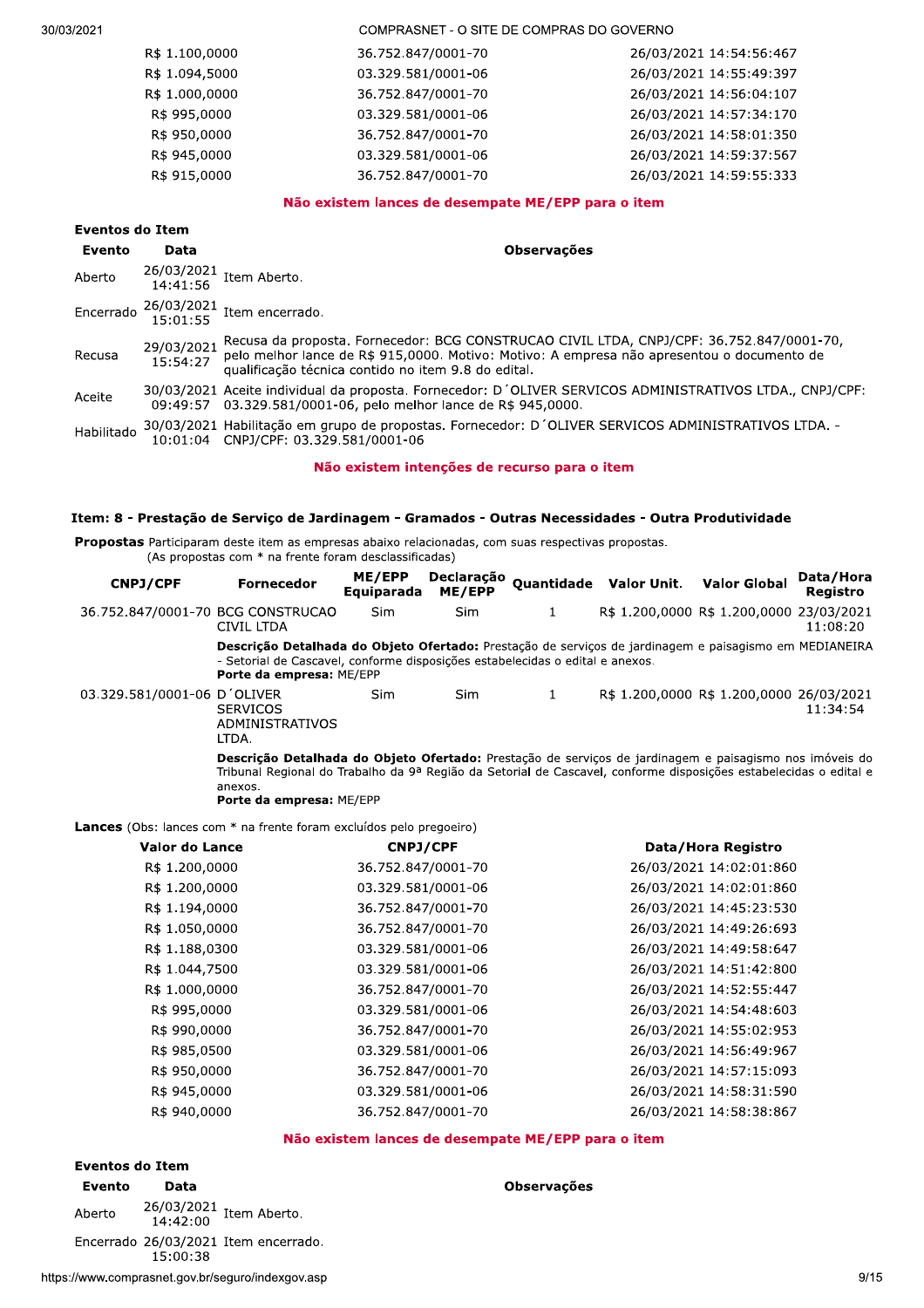| Valor do Lance | CNPJ/CPF | Data/Hora Registro |
|---|---|---|
| R$ 1.100,0000 | 36.752.847/0001-70 | 26/03/2021 14:54:56:467 |
| R$ 1.094,5000 | 03.329.581/0001-06 | 26/03/2021 14:55:49:397 |
| R$ 1.000,0000 | 36.752.847/0001-70 | 26/03/2021 14:56:04:107 |
| R$ 995,0000 | 03.329.581/0001-06 | 26/03/2021 14:57:34:170 |
| R$ 950,0000 | 36.752.847/0001-70 | 26/03/2021 14:58:01:350 |
| R$ 945,0000 | 03.329.581/0001-06 | 26/03/2021 14:59:37:567 |
| R$ 915,0000 | 36.752.847/0001-70 | 26/03/2021 14:59:55:333 |

**Não existem lances de desempate ME/EPP para o item**

**Eventos do Item**

| Evento | Data | Observações |
|---|---|---|
| Aberto | 26/03/2021 14:41:56 | Item Aberto. |
| Encerrado | 26/03/2021 15:01:55 | Item encerrado. |
| Recusa | 29/03/2021 15:54:27 | Recusa da proposta. Fornecedor: BCG CONSTRUCAO CIVIL LTDA, CNPJ/CPF: 36.752.847/0001-70, pelo melhor lance de R$ 915,0000. Motivo: Motivo: A empresa não apresentou o documento de qualificação técnica contido no item 9.8 do edital. |
| Aceite | 30/03/2021 09:49:57 | Aceite individual da proposta. Fornecedor: D´OLIVER SERVICOS ADMINISTRATIVOS LTDA., CNPJ/CPF: 03.329.581/0001-06, pelo melhor lance de R$ 945,0000. |
| Habilitado | 30/03/2021 10:01:04 | Habilitação em grupo de propostas. Fornecedor: D´OLIVER SERVICOS ADMINISTRATIVOS LTDA. - CNPJ/CPF: 03.329.581/0001-06 |

**Não existem intenções de recurso para o item**

### Item: 8 - Prestação de Serviço de Jardinagem - Gramados - Outras Necessidades - Outra Produtividade

**Propostas** Participaram deste item as empresas abaixo relacionadas, com suas respectivas propostas.
(As propostas com * na frente foram desclassificadas)

| CNPJ/CPF | Fornecedor | ME/EPP Equiparada | Declaração ME/EPP | Quantidade | Valor Unit. | Valor Global | Data/Hora Registro |
|---|---|---|---|---|---|---|---|
| 36.752.847/0001-70 | BCG CONSTRUCAO CIVIL LTDA | Sim | Sim | 1 | R$ 1.200,0000 | R$ 1.200,0000 | 23/03/2021 11:08:20 |
| | **Descrição Detalhada do Objeto Ofertado:** Prestação de serviços de jardinagem e paisagismo em MEDIANEIRA - Setorial de Cascavel, conforme disposições estabelecidas o edital e anexos. **Porte da empresa:** ME/EPP | | | | | | |
| 03.329.581/0001-06 | D´OLIVER SERVICOS ADMINISTRATIVOS LTDA. | Sim | Sim | 1 | R$ 1.200,0000 | R$ 1.200,0000 | 26/03/2021 11:34:54 |
| | **Descrição Detalhada do Objeto Ofertado:** Prestação de serviços de jardinagem e paisagismo nos imóveis do Tribunal Regional do Trabalho da 9ª Região da Setorial de Cascavel, conforme disposições estabelecidas o edital e anexos. **Porte da empresa:** ME/EPP | | | | | | |

**Lances** (Obs: lances com * na frente foram excluídos pelo pregoeiro)

| Valor do Lance | CNPJ/CPF | Data/Hora Registro |
|---|---|---|
| R$ 1.200,0000 | 36.752.847/0001-70 | 26/03/2021 14:02:01:860 |
| R$ 1.200,0000 | 03.329.581/0001-06 | 26/03/2021 14:02:01:860 |
| R$ 1.194,0000 | 36.752.847/0001-70 | 26/03/2021 14:45:23:530 |
| R$ 1.050,0000 | 36.752.847/0001-70 | 26/03/2021 14:49:26:693 |
| R$ 1.188,0300 | 03.329.581/0001-06 | 26/03/2021 14:49:58:647 |
| R$ 1.044,7500 | 03.329.581/0001-06 | 26/03/2021 14:51:42:800 |
| R$ 1.000,0000 | 36.752.847/0001-70 | 26/03/2021 14:52:55:447 |
| R$ 995,0000 | 03.329.581/0001-06 | 26/03/2021 14:54:48:603 |
| R$ 990,0000 | 36.752.847/0001-70 | 26/03/2021 14:55:02:953 |
| R$ 985,0500 | 03.329.581/0001-06 | 26/03/2021 14:56:49:967 |
| R$ 950,0000 | 36.752.847/0001-70 | 26/03/2021 14:57:15:093 |
| R$ 945,0000 | 03.329.581/0001-06 | 26/03/2021 14:58:31:590 |
| R$ 940,0000 | 36.752.847/0001-70 | 26/03/2021 14:58:38:867 |

**Não existem lances de desempate ME/EPP para o item**

**Eventos do Item**

| Evento | Data | Observações |
|---|---|---|
| Aberto | 26/03/2021 14:42:00 | Item Aberto. |
| Encerrado | 26/03/2021 15:00:38 | Item encerrado. |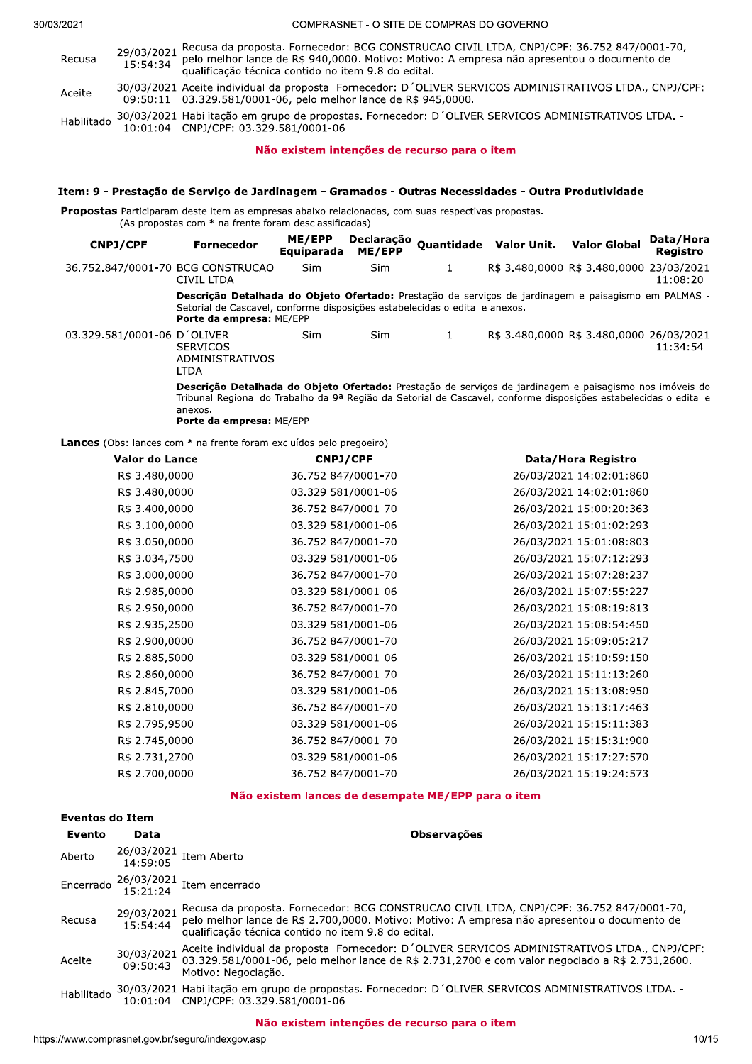| | | |
|---|---|---|
| Recusa | 29/03/2021 15:54:34 | Recusa da proposta. Fornecedor: BCG CONSTRUCAO CIVIL LTDA, CNPJ/CPF: 36.752.847/0001-70, pelo melhor lance de R$ 940,0000. Motivo: Motivo: A empresa não apresentou o documento de qualificação técnica contido no item 9.8 do edital. |
| Aceite | 30/03/2021 09:50:11 | Aceite individual da proposta. Fornecedor: D´OLIVER SERVICOS ADMINISTRATIVOS LTDA., CNPJ/CPF: 03.329.581/0001-06, pelo melhor lance de R$ 945,0000. |
| Habilitado | 30/03/2021 10:01:04 | Habilitação em grupo de propostas. Fornecedor: D´OLIVER SERVICOS ADMINISTRATIVOS LTDA. - CNPJ/CPF: 03.329.581/0001-06 |

**Não existem intenções de recurso para o item**

### Item: 9 - Prestação de Serviço de Jardinagem - Gramados - Outras Necessidades - Outra Produtividade

**Propostas** Participaram deste item as empresas abaixo relacionadas, com suas respectivas propostas.
(As propostas com * na frente foram desclassificadas)

| CNPJ/CPF | Fornecedor | ME/EPP Equiparada | Declaração ME/EPP | Quantidade | Valor Unit. | Valor Global | Data/Hora Registro |
|---|---|---|---|---|---|---|---|
| 36.752.847/0001-70 | BCG CONSTRUCAO CIVIL LTDA | Sim | Sim | 1 | R$ 3.480,0000 | R$ 3.480,0000 | 23/03/2021 11:08:20 |
| | **Descrição Detalhada do Objeto Ofertado:** Prestação de serviços de jardinagem e paisagismo em PALMAS - Setorial de Cascavel, conforme disposições estabelecidas o edital e anexos. **Porte da empresa:** ME/EPP | | | | | | |
| 03.329.581/0001-06 | D´OLIVER SERVICOS ADMINISTRATIVOS LTDA. | Sim | Sim | 1 | R$ 3.480,0000 | R$ 3.480,0000 | 26/03/2021 11:34:54 |
| | **Descrição Detalhada do Objeto Ofertado:** Prestação de serviços de jardinagem e paisagismo nos imóveis do Tribunal Regional do Trabalho da 9ª Região da Setorial de Cascavel, conforme disposições estabelecidas o edital e anexos. **Porte da empresa:** ME/EPP | | | | | | |

**Lances** (Obs: lances com * na frente foram excluídos pelo pregoeiro)

| Valor do Lance | CNPJ/CPF | Data/Hora Registro |
|---|---|---|
| R$ 3.480,0000 | 36.752.847/0001-70 | 26/03/2021 14:02:01:860 |
| R$ 3.480,0000 | 03.329.581/0001-06 | 26/03/2021 14:02:01:860 |
| R$ 3.400,0000 | 36.752.847/0001-70 | 26/03/2021 15:00:20:363 |
| R$ 3.100,0000 | 03.329.581/0001-06 | 26/03/2021 15:01:02:293 |
| R$ 3.050,0000 | 36.752.847/0001-70 | 26/03/2021 15:01:08:803 |
| R$ 3.034,7500 | 03.329.581/0001-06 | 26/03/2021 15:07:12:293 |
| R$ 3.000,0000 | 36.752.847/0001-70 | 26/03/2021 15:07:28:237 |
| R$ 2.985,0000 | 03.329.581/0001-06 | 26/03/2021 15:07:55:227 |
| R$ 2.950,0000 | 36.752.847/0001-70 | 26/03/2021 15:08:19:813 |
| R$ 2.935,2500 | 03.329.581/0001-06 | 26/03/2021 15:08:54:450 |
| R$ 2.900,0000 | 36.752.847/0001-70 | 26/03/2021 15:09:05:217 |
| R$ 2.885,5000 | 03.329.581/0001-06 | 26/03/2021 15:10:59:150 |
| R$ 2.860,0000 | 36.752.847/0001-70 | 26/03/2021 15:11:13:260 |
| R$ 2.845,7000 | 03.329.581/0001-06 | 26/03/2021 15:13:08:950 |
| R$ 2.810,0000 | 36.752.847/0001-70 | 26/03/2021 15:13:17:463 |
| R$ 2.795,9500 | 03.329.581/0001-06 | 26/03/2021 15:15:11:383 |
| R$ 2.745,0000 | 36.752.847/0001-70 | 26/03/2021 15:15:31:900 |
| R$ 2.731,2700 | 03.329.581/0001-06 | 26/03/2021 15:17:27:570 |
| R$ 2.700,0000 | 36.752.847/0001-70 | 26/03/2021 15:19:24:573 |

**Não existem lances de desempate ME/EPP para o item**

**Eventos do Item**

| Evento | Data | Observações |
|---|---|---|
| Aberto | 26/03/2021 14:59:05 | Item Aberto. |
| Encerrado | 26/03/2021 15:21:24 | Item encerrado. |
| Recusa | 29/03/2021 15:54:44 | Recusa da proposta. Fornecedor: BCG CONSTRUCAO CIVIL LTDA, CNPJ/CPF: 36.752.847/0001-70, pelo melhor lance de R$ 2.700,0000. Motivo: Motivo: A empresa não apresentou o documento de qualificação técnica contido no item 9.8 do edital. |
| Aceite | 30/03/2021 09:50:43 | Aceite individual da proposta. Fornecedor: D´OLIVER SERVICOS ADMINISTRATIVOS LTDA., CNPJ/CPF: 03.329.581/0001-06, pelo melhor lance de R$ 2.731,2700 e com valor negociado a R$ 2.731,2600. Motivo: Negociação. |
| Habilitado | 30/03/2021 10:01:04 | Habilitação em grupo de propostas. Fornecedor: D´OLIVER SERVICOS ADMINISTRATIVOS LTDA. - CNPJ/CPF: 03.329.581/0001-06 |

**Não existem intenções de recurso para o item**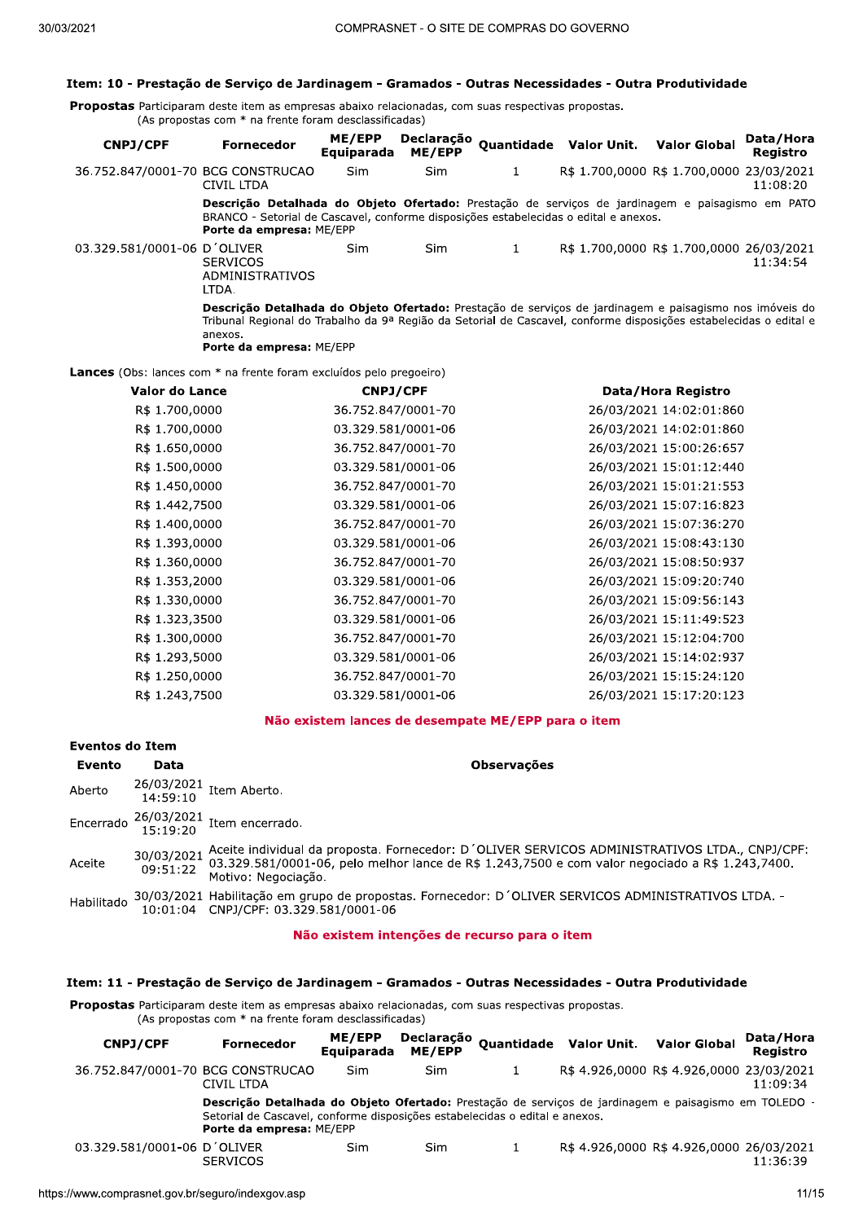### Item: 10 - Prestação de Serviço de Jardinagem - Gramados - Outras Necessidades - Outra Produtividade

**Propostas** Participaram deste item as empresas abaixo relacionadas, com suas respectivas propostas.
(As propostas com * na frente foram desclassificadas)

| CNPJ/CPF | Fornecedor | ME/EPP Equiparada | Declaração ME/EPP | Quantidade | Valor Unit. | Valor Global | Data/Hora Registro |
|---|---|---|---|---|---|---|---|
| 36.752.847/0001-70 | BCG CONSTRUCAO CIVIL LTDA | Sim | Sim | 1 | R$ 1.700,0000 | R$ 1.700,0000 | 23/03/2021 11:08:20 |
| | **Descrição Detalhada do Objeto Ofertado:** Prestação de serviços de jardinagem e paisagismo em PATO BRANCO - Setorial de Cascavel, conforme disposições estabelecidas o edital e anexos. **Porte da empresa:** ME/EPP | | | | | | |
| 03.329.581/0001-06 | D´OLIVER SERVICOS ADMINISTRATIVOS LTDA. | Sim | Sim | 1 | R$ 1.700,0000 | R$ 1.700,0000 | 26/03/2021 11:34:54 |
| | **Descrição Detalhada do Objeto Ofertado:** Prestação de serviços de jardinagem e paisagismo nos imóveis do Tribunal Regional do Trabalho da 9ª Região da Setorial de Cascavel, conforme disposições estabelecidas o edital e anexos. **Porte da empresa:** ME/EPP | | | | | | |

**Lances** (Obs: lances com * na frente foram excluídos pelo pregoeiro)

| Valor do Lance | CNPJ/CPF | Data/Hora Registro |
|---|---|---|
| R$ 1.700,0000 | 36.752.847/0001-70 | 26/03/2021 14:02:01:860 |
| R$ 1.700,0000 | 03.329.581/0001-06 | 26/03/2021 14:02:01:860 |
| R$ 1.650,0000 | 36.752.847/0001-70 | 26/03/2021 15:00:26:657 |
| R$ 1.500,0000 | 03.329.581/0001-06 | 26/03/2021 15:01:12:440 |
| R$ 1.450,0000 | 36.752.847/0001-70 | 26/03/2021 15:01:21:553 |
| R$ 1.442,7500 | 03.329.581/0001-06 | 26/03/2021 15:07:16:823 |
| R$ 1.400,0000 | 36.752.847/0001-70 | 26/03/2021 15:07:36:270 |
| R$ 1.393,0000 | 03.329.581/0001-06 | 26/03/2021 15:08:43:130 |
| R$ 1.360,0000 | 36.752.847/0001-70 | 26/03/2021 15:08:50:937 |
| R$ 1.353,2000 | 03.329.581/0001-06 | 26/03/2021 15:09:20:740 |
| R$ 1.330,0000 | 36.752.847/0001-70 | 26/03/2021 15:09:56:143 |
| R$ 1.323,3500 | 03.329.581/0001-06 | 26/03/2021 15:11:49:523 |
| R$ 1.300,0000 | 36.752.847/0001-70 | 26/03/2021 15:12:04:700 |
| R$ 1.293,5000 | 03.329.581/0001-06 | 26/03/2021 15:14:02:937 |
| R$ 1.250,0000 | 36.752.847/0001-70 | 26/03/2021 15:15:24:120 |
| R$ 1.243,7500 | 03.329.581/0001-06 | 26/03/2021 15:17:20:123 |

**Não existem lances de desempate ME/EPP para o item**

**Eventos do Item**

| Evento | Data | Observações |
|---|---|---|
| Aberto | 26/03/2021 14:59:10 | Item Aberto. |
| Encerrado | 26/03/2021 15:19:20 | Item encerrado. |
| Aceite | 30/03/2021 09:51:22 | Aceite individual da proposta. Fornecedor: D´OLIVER SERVICOS ADMINISTRATIVOS LTDA., CNPJ/CPF: 03.329.581/0001-06, pelo melhor lance de R$ 1.243,7500 e com valor negociado a R$ 1.243,7400. Motivo: Negociação. |
| Habilitado | 30/03/2021 10:01:04 | Habilitação em grupo de propostas. Fornecedor: D´OLIVER SERVICOS ADMINISTRATIVOS LTDA. - CNPJ/CPF: 03.329.581/0001-06 |

**Não existem intenções de recurso para o item**

### Item: 11 - Prestação de Serviço de Jardinagem - Gramados - Outras Necessidades - Outra Produtividade

**Propostas** Participaram deste item as empresas abaixo relacionadas, com suas respectivas propostas.
(As propostas com * na frente foram desclassificadas)

| CNPJ/CPF | Fornecedor | ME/EPP Equiparada | Declaração ME/EPP | Quantidade | Valor Unit. | Valor Global | Data/Hora Registro |
|---|---|---|---|---|---|---|---|
| 36.752.847/0001-70 | BCG CONSTRUCAO CIVIL LTDA | Sim | Sim | 1 | R$ 4.926,0000 | R$ 4.926,0000 | 23/03/2021 11:09:34 |
| | **Descrição Detalhada do Objeto Ofertado:** Prestação de serviços de jardinagem e paisagismo em TOLEDO - Setorial de Cascavel, conforme disposições estabelecidas o edital e anexos. **Porte da empresa:** ME/EPP | | | | | | |
| 03.329.581/0001-06 | D´OLIVER SERVICOS | Sim | Sim | 1 | R$ 4.926,0000 | R$ 4.926,0000 | 26/03/2021 11:36:39 |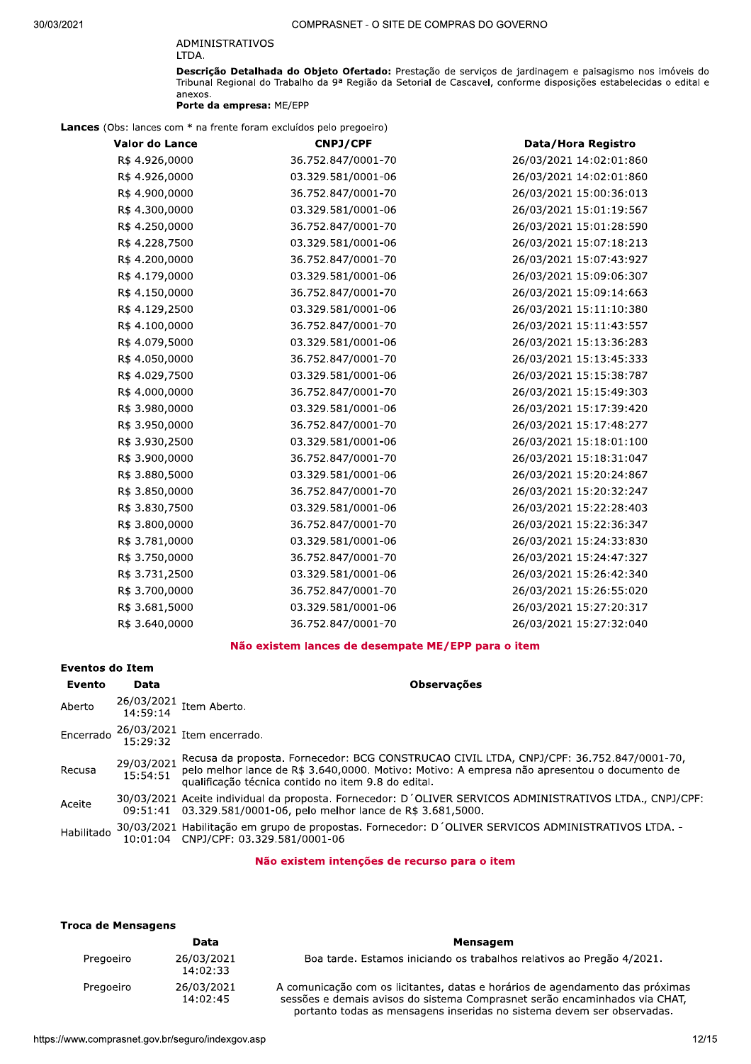ADMINISTRATIVOS
LTDA.

**Descrição Detalhada do Objeto Ofertado:** Prestação de serviços de jardinagem e paisagismo nos imóveis do Tribunal Regional do Trabalho da 9ª Região da Setorial de Cascavel, conforme disposições estabelecidas o edital e anexos.
**Porte da empresa:** ME/EPP

**Lances** (Obs: lances com * na frente foram excluídos pelo pregoeiro)

| Valor do Lance | CNPJ/CPF | Data/Hora Registro |
|---|---|---|
| R$ 4.926,0000 | 36.752.847/0001-70 | 26/03/2021 14:02:01:860 |
| R$ 4.926,0000 | 03.329.581/0001-06 | 26/03/2021 14:02:01:860 |
| R$ 4.900,0000 | 36.752.847/0001-70 | 26/03/2021 15:00:36:013 |
| R$ 4.300,0000 | 03.329.581/0001-06 | 26/03/2021 15:01:19:567 |
| R$ 4.250,0000 | 36.752.847/0001-70 | 26/03/2021 15:01:28:590 |
| R$ 4.228,7500 | 03.329.581/0001-06 | 26/03/2021 15:07:18:213 |
| R$ 4.200,0000 | 36.752.847/0001-70 | 26/03/2021 15:07:43:927 |
| R$ 4.179,0000 | 03.329.581/0001-06 | 26/03/2021 15:09:06:307 |
| R$ 4.150,0000 | 36.752.847/0001-70 | 26/03/2021 15:09:14:663 |
| R$ 4.129,2500 | 03.329.581/0001-06 | 26/03/2021 15:11:10:380 |
| R$ 4.100,0000 | 36.752.847/0001-70 | 26/03/2021 15:11:43:557 |
| R$ 4.079,5000 | 03.329.581/0001-06 | 26/03/2021 15:13:36:283 |
| R$ 4.050,0000 | 36.752.847/0001-70 | 26/03/2021 15:13:45:333 |
| R$ 4.029,7500 | 03.329.581/0001-06 | 26/03/2021 15:15:38:787 |
| R$ 4.000,0000 | 36.752.847/0001-70 | 26/03/2021 15:15:49:303 |
| R$ 3.980,0000 | 03.329.581/0001-06 | 26/03/2021 15:17:39:420 |
| R$ 3.950,0000 | 36.752.847/0001-70 | 26/03/2021 15:17:48:277 |
| R$ 3.930,2500 | 03.329.581/0001-06 | 26/03/2021 15:18:01:100 |
| R$ 3.900,0000 | 36.752.847/0001-70 | 26/03/2021 15:18:31:047 |
| R$ 3.880,5000 | 03.329.581/0001-06 | 26/03/2021 15:20:24:867 |
| R$ 3.850,0000 | 36.752.847/0001-70 | 26/03/2021 15:20:32:247 |
| R$ 3.830,7500 | 03.329.581/0001-06 | 26/03/2021 15:22:28:403 |
| R$ 3.800,0000 | 36.752.847/0001-70 | 26/03/2021 15:22:36:347 |
| R$ 3.781,0000 | 03.329.581/0001-06 | 26/03/2021 15:24:33:830 |
| R$ 3.750,0000 | 36.752.847/0001-70 | 26/03/2021 15:24:47:327 |
| R$ 3.731,2500 | 03.329.581/0001-06 | 26/03/2021 15:26:42:340 |
| R$ 3.700,0000 | 36.752.847/0001-70 | 26/03/2021 15:26:55:020 |
| R$ 3.681,5000 | 03.329.581/0001-06 | 26/03/2021 15:27:20:317 |
| R$ 3.640,0000 | 36.752.847/0001-70 | 26/03/2021 15:27:32:040 |

**Não existem lances de desempate ME/EPP para o item**

**Eventos do Item**

| Evento | Data | Observações |
|---|---|---|
| Aberto | 26/03/2021 14:59:14 | Item Aberto. |
| Encerrado | 26/03/2021 15:29:32 | Item encerrado. |
| Recusa | 29/03/2021 15:54:51 | Recusa da proposta. Fornecedor: BCG CONSTRUCAO CIVIL LTDA, CNPJ/CPF: 36.752.847/0001-70, pelo melhor lance de R$ 3.640,0000. Motivo: Motivo: A empresa não apresentou o documento de qualificação técnica contido no item 9.8 do edital. |
| Aceite | 30/03/2021 09:51:41 | Aceite individual da proposta. Fornecedor: D´OLIVER SERVICOS ADMINISTRATIVOS LTDA., CNPJ/CPF: 03.329.581/0001-06, pelo melhor lance de R$ 3.681,5000. |
| Habilitado | 30/03/2021 10:01:04 | Habilitação em grupo de propostas. Fornecedor: D´OLIVER SERVICOS ADMINISTRATIVOS LTDA. - CNPJ/CPF: 03.329.581/0001-06 |

**Não existem intenções de recurso para o item**

**Troca de Mensagens**

| | Data | Mensagem |
|---|---|---|
| Pregoeiro | 26/03/2021 14:02:33 | Boa tarde. Estamos iniciando os trabalhos relativos ao Pregão 4/2021. |
| Pregoeiro | 26/03/2021 14:02:45 | A comunicação com os licitantes, datas e horários de agendamento das próximas sessões e demais avisos do sistema Comprasnet serão encaminhados via CHAT, portanto todas as mensagens inseridas no sistema devem ser observadas. |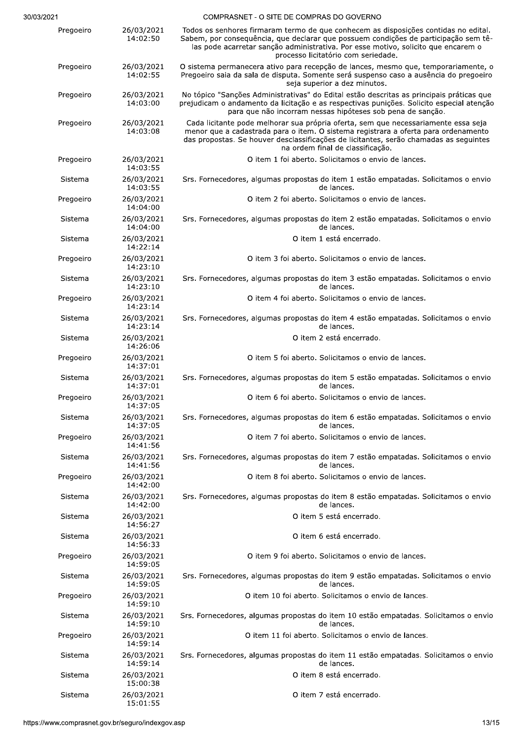| | | |
|---|---|---|
| Pregoeiro | 26/03/2021 14:02:50 | Todos os senhores firmaram termo de que conhecem as disposições contidas no edital. Sabem, por consequência, que declarar que possuem condições de participação sem tê-las pode acarretar sanção administrativa. Por esse motivo, solicito que encarem o processo licitatório com seriedade. |
| Pregoeiro | 26/03/2021 14:02:55 | O sistema permanecera ativo para recepção de lances, mesmo que, temporariamente, o Pregoeiro saia da sala de disputa. Somente será suspenso caso a ausência do pregoeiro seja superior a dez minutos. |
| Pregoeiro | 26/03/2021 14:03:00 | No tópico "Sanções Administrativas" do Edital estão descritas as principais práticas que prejudicam o andamento da licitação e as respectivas punições. Solicito especial atenção para que não incorram nessas hipóteses sob pena de sanção. |
| Pregoeiro | 26/03/2021 14:03:08 | Cada licitante pode melhorar sua própria oferta, sem que necessariamente essa seja menor que a cadastrada para o item. O sistema registrara a oferta para ordenamento das propostas. Se houver desclassificações de licitantes, serão chamadas as seguintes na ordem final de classificação. |
| Pregoeiro | 26/03/2021 14:03:55 | O item 1 foi aberto. Solicitamos o envio de lances. |
| Sistema | 26/03/2021 14:03:55 | Srs. Fornecedores, algumas propostas do item 1 estão empatadas. Solicitamos o envio de lances. |
| Pregoeiro | 26/03/2021 14:04:00 | O item 2 foi aberto. Solicitamos o envio de lances. |
| Sistema | 26/03/2021 14:04:00 | Srs. Fornecedores, algumas propostas do item 2 estão empatadas. Solicitamos o envio de lances. |
| Sistema | 26/03/2021 14:22:14 | O item 1 está encerrado. |
| Pregoeiro | 26/03/2021 14:23:10 | O item 3 foi aberto. Solicitamos o envio de lances. |
| Sistema | 26/03/2021 14:23:10 | Srs. Fornecedores, algumas propostas do item 3 estão empatadas. Solicitamos o envio de lances. |
| Pregoeiro | 26/03/2021 14:23:14 | O item 4 foi aberto. Solicitamos o envio de lances. |
| Sistema | 26/03/2021 14:23:14 | Srs. Fornecedores, algumas propostas do item 4 estão empatadas. Solicitamos o envio de lances. |
| Sistema | 26/03/2021 14:26:06 | O item 2 está encerrado. |
| Pregoeiro | 26/03/2021 14:37:01 | O item 5 foi aberto. Solicitamos o envio de lances. |
| Sistema | 26/03/2021 14:37:01 | Srs. Fornecedores, algumas propostas do item 5 estão empatadas. Solicitamos o envio de lances. |
| Pregoeiro | 26/03/2021 14:37:05 | O item 6 foi aberto. Solicitamos o envio de lances. |
| Sistema | 26/03/2021 14:37:05 | Srs. Fornecedores, algumas propostas do item 6 estão empatadas. Solicitamos o envio de lances. |
| Pregoeiro | 26/03/2021 14:41:56 | O item 7 foi aberto. Solicitamos o envio de lances. |
| Sistema | 26/03/2021 14:41:56 | Srs. Fornecedores, algumas propostas do item 7 estão empatadas. Solicitamos o envio de lances. |
| Pregoeiro | 26/03/2021 14:42:00 | O item 8 foi aberto. Solicitamos o envio de lances. |
| Sistema | 26/03/2021 14:42:00 | Srs. Fornecedores, algumas propostas do item 8 estão empatadas. Solicitamos o envio de lances. |
| Sistema | 26/03/2021 14:56:27 | O item 5 está encerrado. |
| Sistema | 26/03/2021 14:56:33 | O item 6 está encerrado. |
| Pregoeiro | 26/03/2021 14:59:05 | O item 9 foi aberto. Solicitamos o envio de lances. |
| Sistema | 26/03/2021 14:59:05 | Srs. Fornecedores, algumas propostas do item 9 estão empatadas. Solicitamos o envio de lances. |
| Pregoeiro | 26/03/2021 14:59:10 | O item 10 foi aberto. Solicitamos o envio de lances. |
| Sistema | 26/03/2021 14:59:10 | Srs. Fornecedores, algumas propostas do item 10 estão empatadas. Solicitamos o envio de lances. |
| Pregoeiro | 26/03/2021 14:59:14 | O item 11 foi aberto. Solicitamos o envio de lances. |
| Sistema | 26/03/2021 14:59:14 | Srs. Fornecedores, algumas propostas do item 11 estão empatadas. Solicitamos o envio de lances. |
| Sistema | 26/03/2021 15:00:38 | O item 8 está encerrado. |
| Sistema | 26/03/2021 15:01:55 | O item 7 está encerrado. |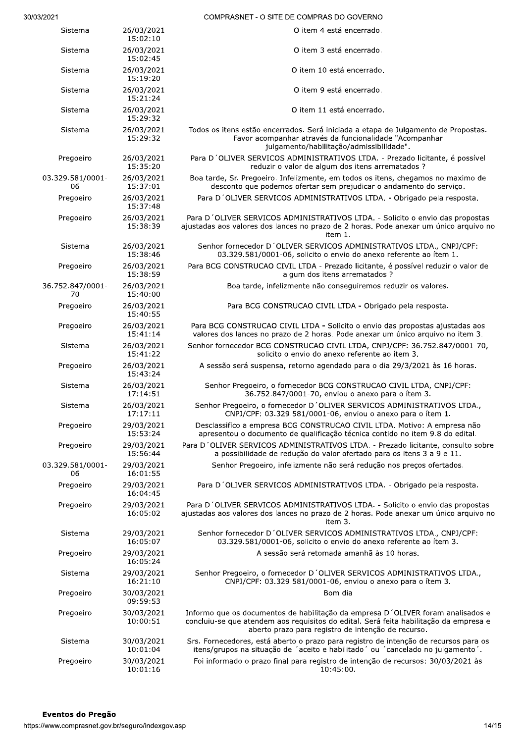| | | |
|---|---|---|
| Sistema | 26/03/2021 15:02:10 | O item 4 está encerrado. |
| Sistema | 26/03/2021 15:02:45 | O item 3 está encerrado. |
| Sistema | 26/03/2021 15:19:20 | O item 10 está encerrado. |
| Sistema | 26/03/2021 15:21:24 | O item 9 está encerrado. |
| Sistema | 26/03/2021 15:29:32 | O item 11 está encerrado. |
| Sistema | 26/03/2021 15:29:32 | Todos os itens estão encerrados. Será iniciada a etapa de Julgamento de Propostas. Favor acompanhar através da funcionalidade "Acompanhar julgamento/habilitação/admissibilidade". |
| Pregoeiro | 26/03/2021 15:35:20 | Para D´OLIVER SERVICOS ADMINISTRATIVOS LTDA. - Prezado licitante, é possível reduzir o valor de algum dos itens arrematados ? |
| 03.329.581/0001-06 | 26/03/2021 15:37:01 | Boa tarde, Sr. Pregoeiro. Infelizmente, em todos os itens, chegamos no maximo de desconto que podemos ofertar sem prejudicar o andamento do serviço. |
| Pregoeiro | 26/03/2021 15:37:48 | Para D´OLIVER SERVICOS ADMINISTRATIVOS LTDA. - Obrigado pela resposta. |
| Pregoeiro | 26/03/2021 15:38:39 | Para D´OLIVER SERVICOS ADMINISTRATIVOS LTDA. - Solicito o envio das propostas ajustadas aos valores dos lances no prazo de 2 horas. Pode anexar um único arquivo no item 1. |
| Sistema | 26/03/2021 15:38:46 | Senhor fornecedor D´OLIVER SERVICOS ADMINISTRATIVOS LTDA., CNPJ/CPF: 03.329.581/0001-06, solicito o envio do anexo referente ao ítem 1. |
| Pregoeiro | 26/03/2021 15:38:59 | Para BCG CONSTRUCAO CIVIL LTDA - Prezado licitante, é possível reduzir o valor de algum dos itens arrematados ? |
| 36.752.847/0001-70 | 26/03/2021 15:40:00 | Boa tarde, infelizmente não conseguiremos reduzir os valores. |
| Pregoeiro | 26/03/2021 15:40:55 | Para BCG CONSTRUCAO CIVIL LTDA - Obrigado pela resposta. |
| Pregoeiro | 26/03/2021 15:41:14 | Para BCG CONSTRUCAO CIVIL LTDA - Solicito o envio das propostas ajustadas aos valores dos lances no prazo de 2 horas. Pode anexar um único arquivo no item 3. |
| Sistema | 26/03/2021 15:41:22 | Senhor fornecedor BCG CONSTRUCAO CIVIL LTDA, CNPJ/CPF: 36.752.847/0001-70, solicito o envio do anexo referente ao ítem 3. |
| Pregoeiro | 26/03/2021 15:43:24 | A sessão será suspensa, retorno agendado para o dia 29/3/2021 às 16 horas. |
| Sistema | 26/03/2021 17:14:51 | Senhor Pregoeiro, o fornecedor BCG CONSTRUCAO CIVIL LTDA, CNPJ/CPF: 36.752.847/0001-70, enviou o anexo para o ítem 3. |
| Sistema | 26/03/2021 17:17:11 | Senhor Pregoeiro, o fornecedor D´OLIVER SERVICOS ADMINISTRATIVOS LTDA., CNPJ/CPF: 03.329.581/0001-06, enviou o anexo para o ítem 1. |
| Pregoeiro | 29/03/2021 15:53:24 | Desclassifico a empresa BCG CONSTRUCAO CIVIL LTDA. Motivo: A empresa não apresentou o documento de qualificação técnica contido no item 9.8 do edital. |
| Pregoeiro | 29/03/2021 15:56:44 | Para D´OLIVER SERVICOS ADMINISTRATIVOS LTDA. - Prezado licitante, consulto sobre a possibilidade de redução do valor ofertado para os itens 3 a 9 e 11. |
| 03.329.581/0001-06 | 29/03/2021 16:01:55 | Senhor Pregoeiro, infelizmente não será redução nos preços ofertados. |
| Pregoeiro | 29/03/2021 16:04:45 | Para D´OLIVER SERVICOS ADMINISTRATIVOS LTDA. - Obrigado pela resposta. |
| Pregoeiro | 29/03/2021 16:05:02 | Para D´OLIVER SERVICOS ADMINISTRATIVOS LTDA. - Solicito o envio das propostas ajustadas aos valores dos lances no prazo de 2 horas. Pode anexar um único arquivo no item 3. |
| Sistema | 29/03/2021 16:05:07 | Senhor fornecedor D´OLIVER SERVICOS ADMINISTRATIVOS LTDA., CNPJ/CPF: 03.329.581/0001-06, solicito o envio do anexo referente ao ítem 3. |
| Pregoeiro | 29/03/2021 16:05:24 | A sessão será retomada amanhã às 10 horas. |
| Sistema | 29/03/2021 16:21:10 | Senhor Pregoeiro, o fornecedor D´OLIVER SERVICOS ADMINISTRATIVOS LTDA., CNPJ/CPF: 03.329.581/0001-06, enviou o anexo para o ítem 3. |
| Pregoeiro | 30/03/2021 09:59:53 | Bom dia |
| Pregoeiro | 30/03/2021 10:00:51 | Informo que os documentos de habilitação da empresa D´OLIVER foram analisados e concluiu-se que atendem aos requisitos do edital. Será feita habilitação da empresa e aberto prazo para registro de intenção de recurso. |
| Sistema | 30/03/2021 10:01:04 | Srs. Fornecedores, está aberto o prazo para registro de intenção de recursos para os itens/grupos na situação de ´aceito e habilitado´ ou ´cancelado no julgamento´. |
| Pregoeiro | 30/03/2021 10:01:16 | Foi informado o prazo final para registro de intenção de recursos: 30/03/2021 às 10:45:00. |

**Eventos do Pregão**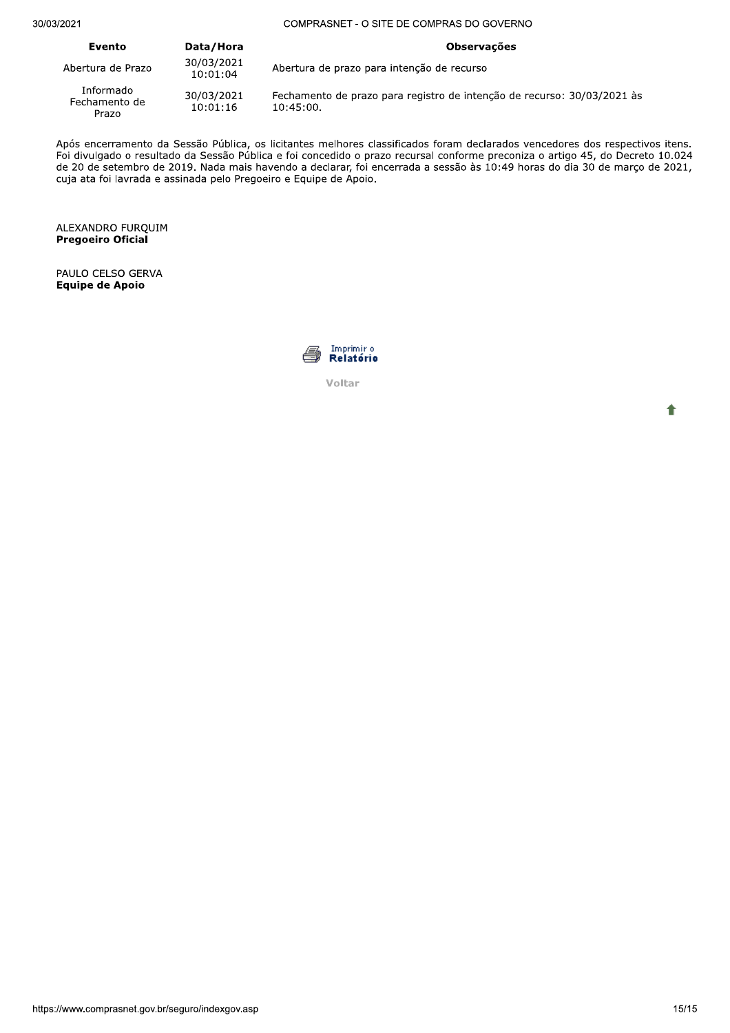| Evento | Data/Hora | Observações |
| --- | --- | --- |
| Abertura de Prazo | 30/03/2021 10:01:04 | Abertura de prazo para intenção de recurso |
| Informado Fechamento de Prazo | 30/03/2021 10:01:16 | Fechamento de prazo para registro de intenção de recurso: 30/03/2021 às 10:45:00. |

Após encerramento da Sessão Pública, os licitantes melhores classificados foram declarados vencedores dos respectivos itens. Foi divulgado o resultado da Sessão Pública e foi concedido o prazo recursal conforme preconiza o artigo 45, do Decreto 10.024 de 20 de setembro de 2019. Nada mais havendo a declarar, foi encerrada a sessão às 10:49 horas do dia 30 de março de 2021, cuja ata foi lavrada e assinada pelo Pregoeiro e Equipe de Apoio.

ALEXANDRO FURQUIM
**Pregoeiro Oficial**

PAULO CELSO GERVA
**Equipe de Apoio**

Imprimir o **Relatório**

Voltar